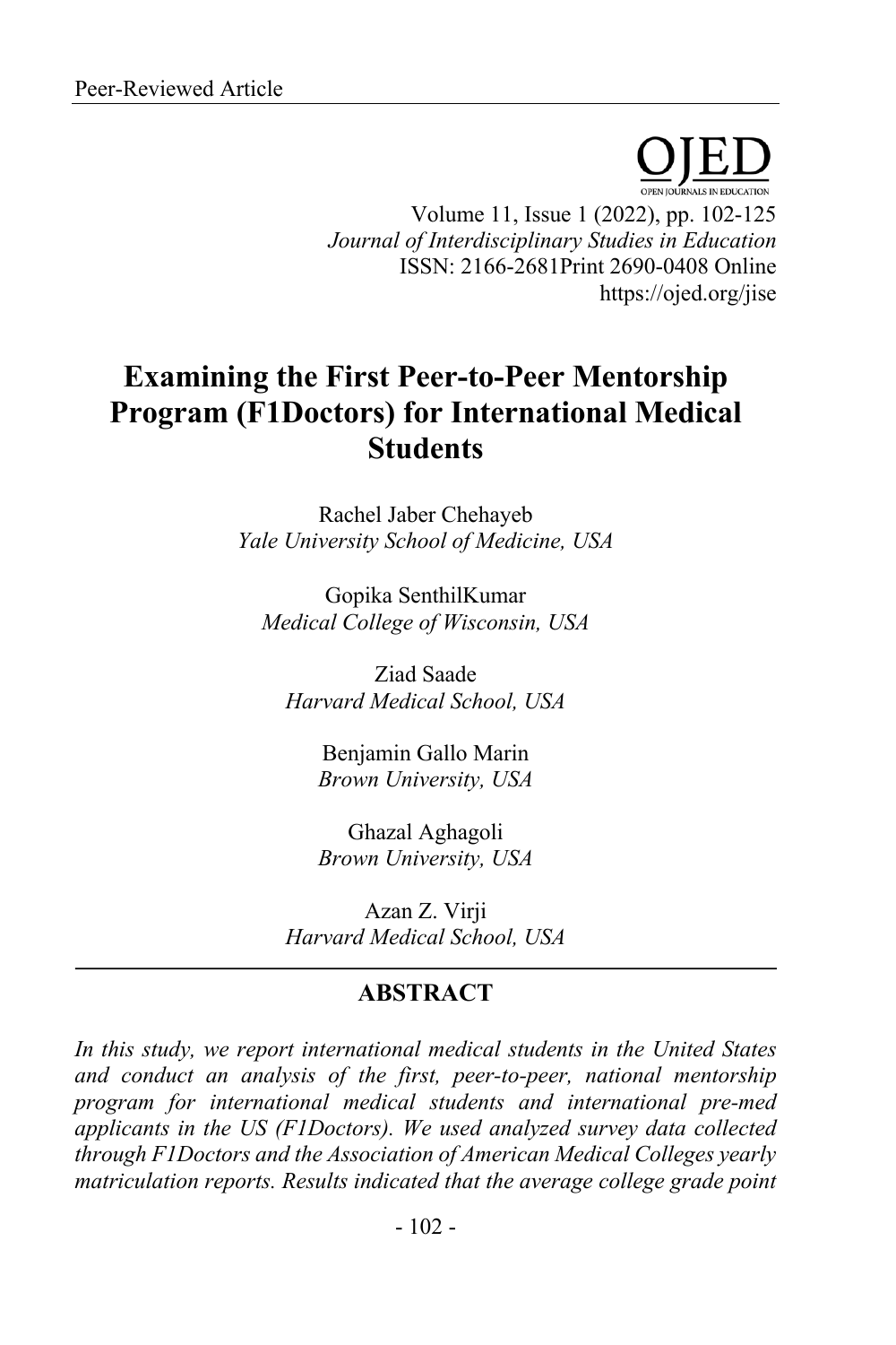Peer-Reviewed Article

# Examining the First Peer-to-Peer Mentorship Program (F1Doctors) for International Medical Students

Rachel Jaber Chehayeb
*Yale University School of Medicine, USA*

Gopika SenthilKumar
*Medical College of Wisconsin, USA*

Ziad Saade
*Harvard Medical School, USA*

Benjamin Gallo Marin
*Brown University, USA*

Ghazal Aghagoli
*Brown University, USA*

Azan Z. Virji
*Harvard Medical School, USA*

## ABSTRACT

*In this study, we report international medical students in the United States and conduct an analysis of the first, peer-to-peer, national mentorship program for international medical students and international pre-med applicants in the US (F1Doctors). We used analyzed survey data collected through F1Doctors and the Association of American Medical Colleges yearly matriculation reports. Results indicated that the average college grade point*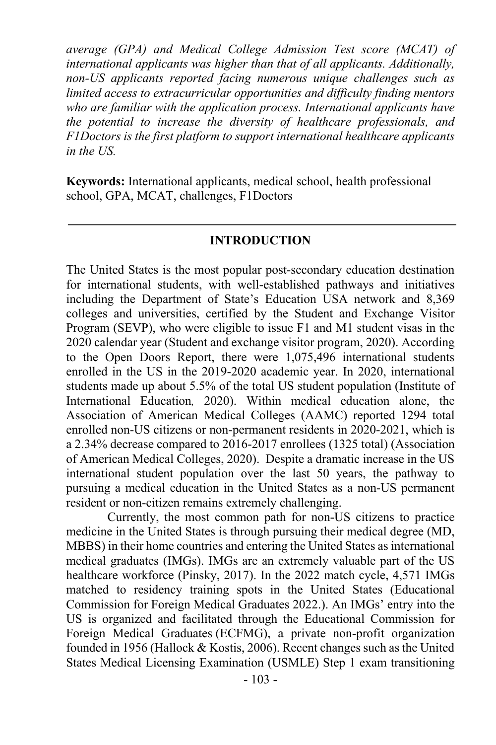*average (GPA) and Medical College Admission Test score (MCAT) of international applicants was higher than that of all applicants. Additionally, non-US applicants reported facing numerous unique challenges such as limited access to extracurricular opportunities and difficulty finding mentors who are familiar with the application process. International applicants have the potential to increase the diversity of healthcare professionals, and F1Doctors is the first platform to support international healthcare applicants in the US.*

**Keywords:** International applicants, medical school, health professional school, GPA, MCAT, challenges, F1Doctors

---

## INTRODUCTION

The United States is the most popular post-secondary education destination for international students, with well-established pathways and initiatives including the Department of State's Education USA network and 8,369 colleges and universities, certified by the Student and Exchange Visitor Program (SEVP), who were eligible to issue F1 and M1 student visas in the 2020 calendar year (Student and exchange visitor program, 2020). According to the Open Doors Report, there were 1,075,496 international students enrolled in the US in the 2019-2020 academic year. In 2020, international students made up about 5.5% of the total US student population (Institute of International Education*,* 2020). Within medical education alone, the Association of American Medical Colleges (AAMC) reported 1294 total enrolled non-US citizens or non-permanent residents in 2020-2021, which is a 2.34% decrease compared to 2016-2017 enrollees (1325 total) (Association of American Medical Colleges, 2020). Despite a dramatic increase in the US international student population over the last 50 years, the pathway to pursuing a medical education in the United States as a non-US permanent resident or non-citizen remains extremely challenging.

Currently, the most common path for non-US citizens to practice medicine in the United States is through pursuing their medical degree (MD, MBBS) in their home countries and entering the United States as international medical graduates (IMGs). IMGs are an extremely valuable part of the US healthcare workforce (Pinsky, 2017). In the 2022 match cycle, 4,571 IMGs matched to residency training spots in the United States (Educational Commission for Foreign Medical Graduates 2022.). An IMGs' entry into the US is organized and facilitated through the Educational Commission for Foreign Medical Graduates (ECFMG), a private non-profit organization founded in 1956 (Hallock & Kostis, 2006). Recent changes such as the United States Medical Licensing Examination (USMLE) Step 1 exam transitioning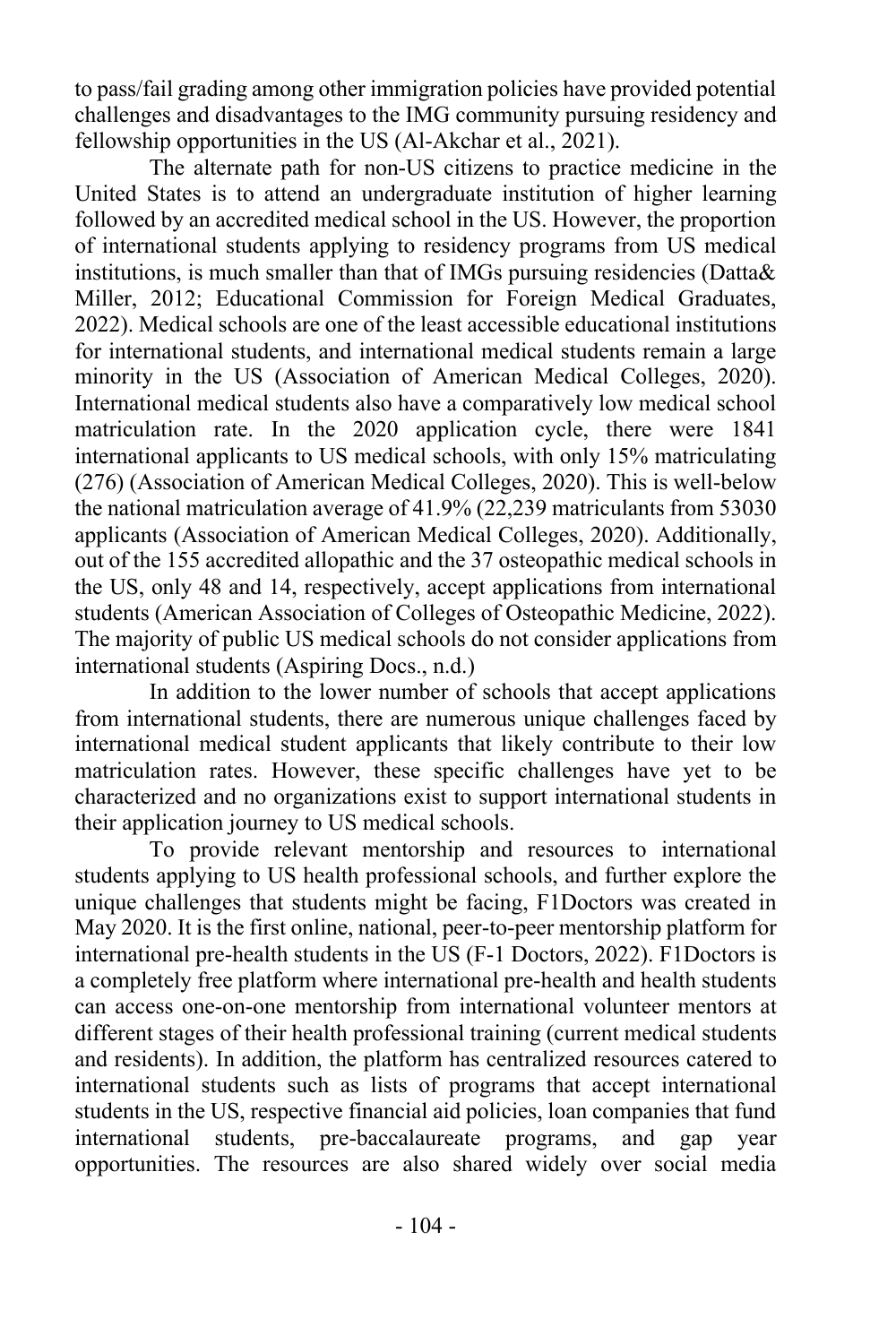to pass/fail grading among other immigration policies have provided potential challenges and disadvantages to the IMG community pursuing residency and fellowship opportunities in the US (Al-Akchar et al., 2021).

The alternate path for non-US citizens to practice medicine in the United States is to attend an undergraduate institution of higher learning followed by an accredited medical school in the US. However, the proportion of international students applying to residency programs from US medical institutions, is much smaller than that of IMGs pursuing residencies (Datta& Miller, 2012; Educational Commission for Foreign Medical Graduates, 2022). Medical schools are one of the least accessible educational institutions for international students, and international medical students remain a large minority in the US (Association of American Medical Colleges, 2020). International medical students also have a comparatively low medical school matriculation rate. In the 2020 application cycle, there were 1841 international applicants to US medical schools, with only 15% matriculating (276) (Association of American Medical Colleges, 2020). This is well-below the national matriculation average of 41.9% (22,239 matriculants from 53030 applicants (Association of American Medical Colleges, 2020). Additionally, out of the 155 accredited allopathic and the 37 osteopathic medical schools in the US, only 48 and 14, respectively, accept applications from international students (American Association of Colleges of Osteopathic Medicine, 2022). The majority of public US medical schools do not consider applications from international students (Aspiring Docs., n.d.)

In addition to the lower number of schools that accept applications from international students, there are numerous unique challenges faced by international medical student applicants that likely contribute to their low matriculation rates. However, these specific challenges have yet to be characterized and no organizations exist to support international students in their application journey to US medical schools.

To provide relevant mentorship and resources to international students applying to US health professional schools, and further explore the unique challenges that students might be facing, F1Doctors was created in May 2020. It is the first online, national, peer-to-peer mentorship platform for international pre-health students in the US (F-1 Doctors, 2022). F1Doctors is a completely free platform where international pre-health and health students can access one-on-one mentorship from international volunteer mentors at different stages of their health professional training (current medical students and residents). In addition, the platform has centralized resources catered to international students such as lists of programs that accept international students in the US, respective financial aid policies, loan companies that fund international students, pre-baccalaureate programs, and gap year opportunities. The resources are also shared widely over social media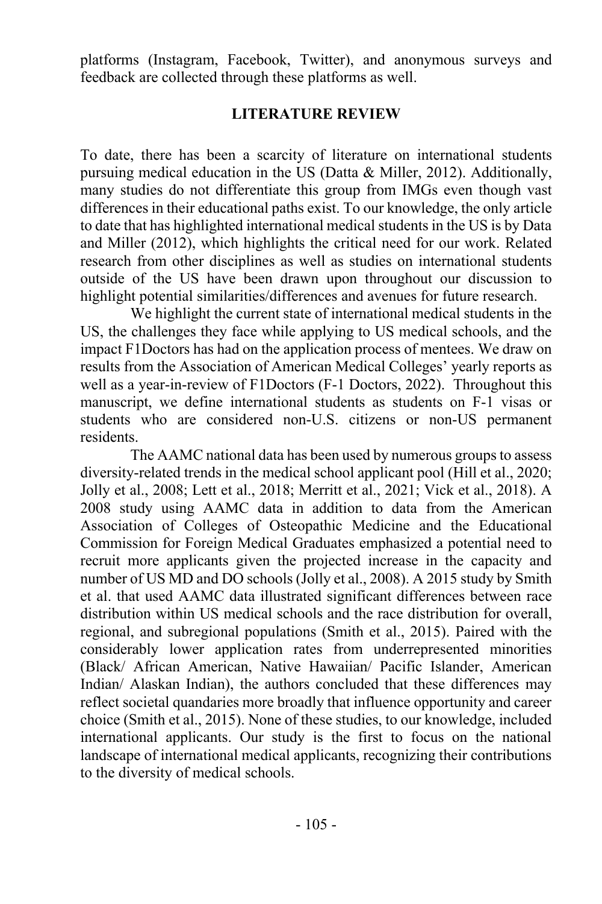platforms (Instagram, Facebook, Twitter), and anonymous surveys and feedback are collected through these platforms as well.

## LITERATURE REVIEW

To date, there has been a scarcity of literature on international students pursuing medical education in the US (Datta & Miller, 2012). Additionally, many studies do not differentiate this group from IMGs even though vast differences in their educational paths exist. To our knowledge, the only article to date that has highlighted international medical students in the US is by Data and Miller (2012), which highlights the critical need for our work. Related research from other disciplines as well as studies on international students outside of the US have been drawn upon throughout our discussion to highlight potential similarities/differences and avenues for future research.

We highlight the current state of international medical students in the US, the challenges they face while applying to US medical schools, and the impact F1Doctors has had on the application process of mentees. We draw on results from the Association of American Medical Colleges' yearly reports as well as a year-in-review of F1Doctors (F-1 Doctors, 2022). Throughout this manuscript, we define international students as students on F-1 visas or students who are considered non-U.S. citizens or non-US permanent residents.

The AAMC national data has been used by numerous groups to assess diversity-related trends in the medical school applicant pool (Hill et al., 2020; Jolly et al., 2008; Lett et al., 2018; Merritt et al., 2021; Vick et al., 2018). A 2008 study using AAMC data in addition to data from the American Association of Colleges of Osteopathic Medicine and the Educational Commission for Foreign Medical Graduates emphasized a potential need to recruit more applicants given the projected increase in the capacity and number of US MD and DO schools (Jolly et al., 2008). A 2015 study by Smith et al. that used AAMC data illustrated significant differences between race distribution within US medical schools and the race distribution for overall, regional, and subregional populations (Smith et al., 2015). Paired with the considerably lower application rates from underrepresented minorities (Black/ African American, Native Hawaiian/ Pacific Islander, American Indian/ Alaskan Indian), the authors concluded that these differences may reflect societal quandaries more broadly that influence opportunity and career choice (Smith et al., 2015). None of these studies, to our knowledge, included international applicants. Our study is the first to focus on the national landscape of international medical applicants, recognizing their contributions to the diversity of medical schools.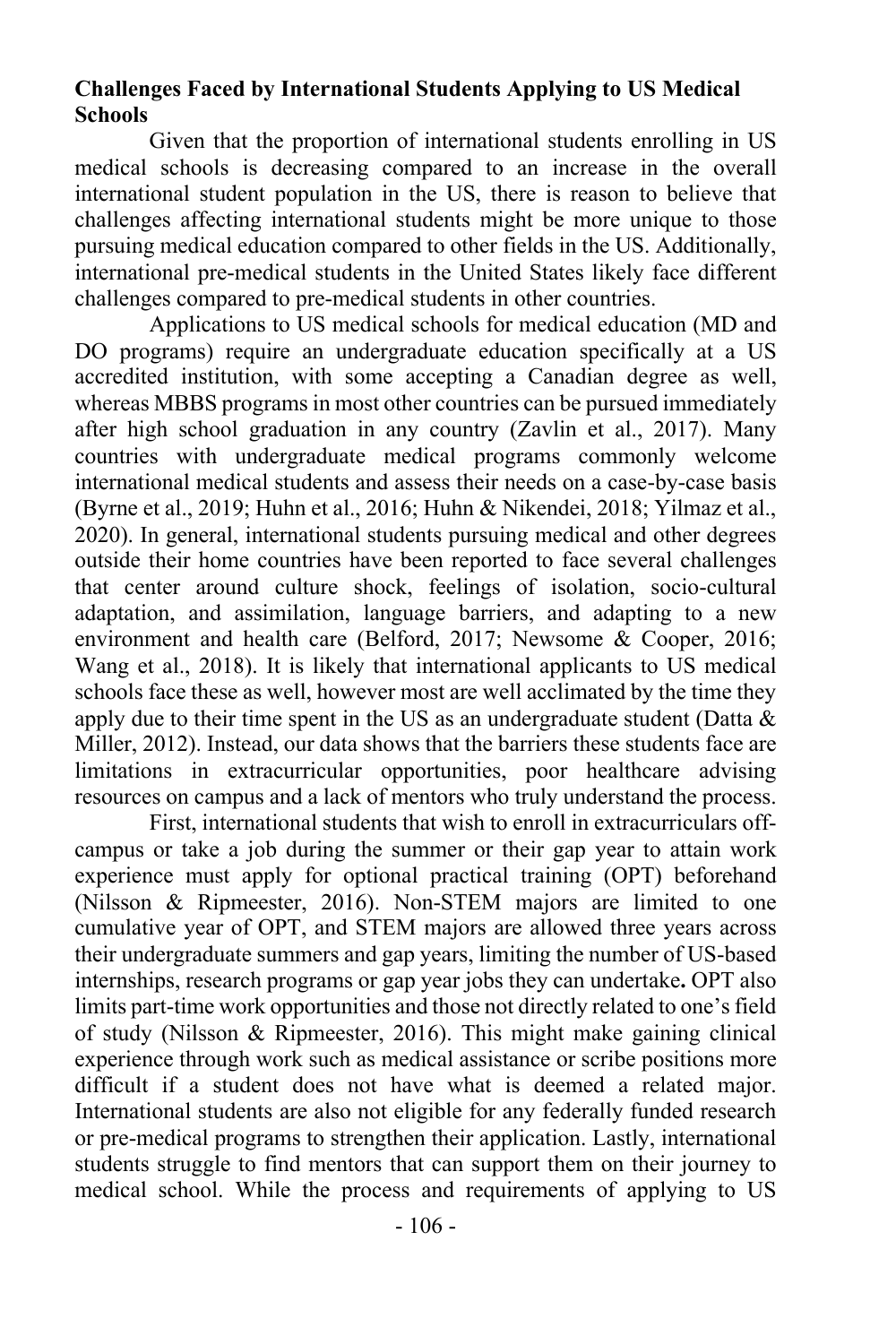## Challenges Faced by International Students Applying to US Medical Schools

Given that the proportion of international students enrolling in US medical schools is decreasing compared to an increase in the overall international student population in the US, there is reason to believe that challenges affecting international students might be more unique to those pursuing medical education compared to other fields in the US. Additionally, international pre-medical students in the United States likely face different challenges compared to pre-medical students in other countries.

Applications to US medical schools for medical education (MD and DO programs) require an undergraduate education specifically at a US accredited institution, with some accepting a Canadian degree as well, whereas MBBS programs in most other countries can be pursued immediately after high school graduation in any country (Zavlin et al., 2017). Many countries with undergraduate medical programs commonly welcome international medical students and assess their needs on a case-by-case basis (Byrne et al., 2019; Huhn et al., 2016; Huhn & Nikendei, 2018; Yilmaz et al., 2020). In general, international students pursuing medical and other degrees outside their home countries have been reported to face several challenges that center around culture shock, feelings of isolation, socio-cultural adaptation, and assimilation, language barriers, and adapting to a new environment and health care (Belford, 2017; Newsome & Cooper, 2016; Wang et al., 2018). It is likely that international applicants to US medical schools face these as well, however most are well acclimated by the time they apply due to their time spent in the US as an undergraduate student (Datta & Miller, 2012). Instead, our data shows that the barriers these students face are limitations in extracurricular opportunities, poor healthcare advising resources on campus and a lack of mentors who truly understand the process.

First, international students that wish to enroll in extracurriculars off-campus or take a job during the summer or their gap year to attain work experience must apply for optional practical training (OPT) beforehand (Nilsson & Ripmeester, 2016). Non-STEM majors are limited to one cumulative year of OPT, and STEM majors are allowed three years across their undergraduate summers and gap years, limiting the number of US-based internships, research programs or gap year jobs they can undertake**.** OPT also limits part-time work opportunities and those not directly related to one's field of study (Nilsson & Ripmeester, 2016). This might make gaining clinical experience through work such as medical assistance or scribe positions more difficult if a student does not have what is deemed a related major. International students are also not eligible for any federally funded research or pre-medical programs to strengthen their application. Lastly, international students struggle to find mentors that can support them on their journey to medical school. While the process and requirements of applying to US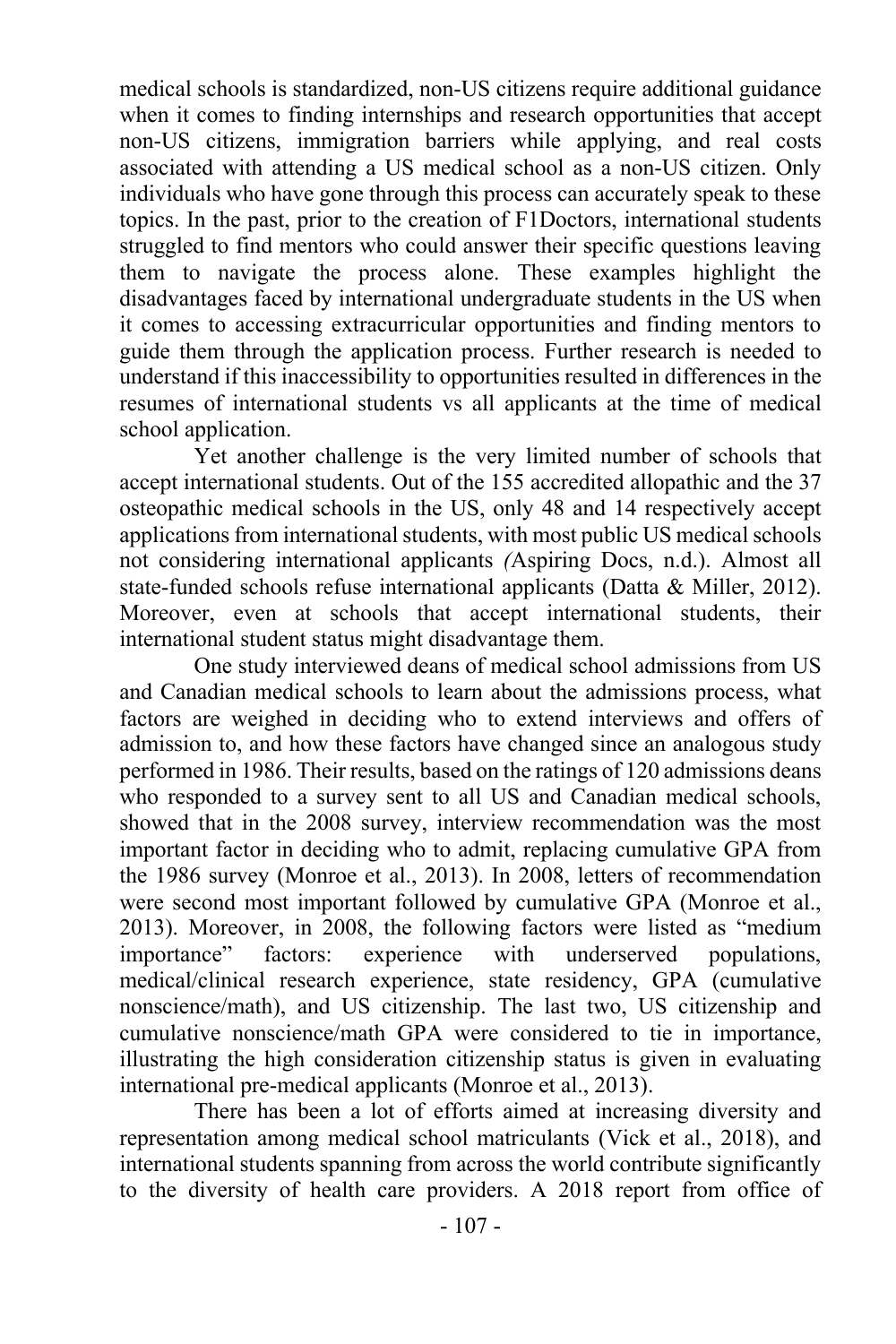medical schools is standardized, non-US citizens require additional guidance when it comes to finding internships and research opportunities that accept non-US citizens, immigration barriers while applying, and real costs associated with attending a US medical school as a non-US citizen. Only individuals who have gone through this process can accurately speak to these topics. In the past, prior to the creation of F1Doctors, international students struggled to find mentors who could answer their specific questions leaving them to navigate the process alone. These examples highlight the disadvantages faced by international undergraduate students in the US when it comes to accessing extracurricular opportunities and finding mentors to guide them through the application process. Further research is needed to understand if this inaccessibility to opportunities resulted in differences in the resumes of international students vs all applicants at the time of medical school application.

Yet another challenge is the very limited number of schools that accept international students. Out of the 155 accredited allopathic and the 37 osteopathic medical schools in the US, only 48 and 14 respectively accept applications from international students, with most public US medical schools not considering international applicants *(*Aspiring Docs, n.d.). Almost all state-funded schools refuse international applicants (Datta & Miller, 2012). Moreover, even at schools that accept international students, their international student status might disadvantage them.

One study interviewed deans of medical school admissions from US and Canadian medical schools to learn about the admissions process, what factors are weighed in deciding who to extend interviews and offers of admission to, and how these factors have changed since an analogous study performed in 1986. Their results, based on the ratings of 120 admissions deans who responded to a survey sent to all US and Canadian medical schools, showed that in the 2008 survey, interview recommendation was the most important factor in deciding who to admit, replacing cumulative GPA from the 1986 survey (Monroe et al., 2013). In 2008, letters of recommendation were second most important followed by cumulative GPA (Monroe et al., 2013). Moreover, in 2008, the following factors were listed as "medium importance" factors: experience with underserved populations, medical/clinical research experience, state residency, GPA (cumulative nonscience/math), and US citizenship. The last two, US citizenship and cumulative nonscience/math GPA were considered to tie in importance, illustrating the high consideration citizenship status is given in evaluating international pre-medical applicants (Monroe et al., 2013).

There has been a lot of efforts aimed at increasing diversity and representation among medical school matriculants (Vick et al., 2018), and international students spanning from across the world contribute significantly to the diversity of health care providers. A 2018 report from office of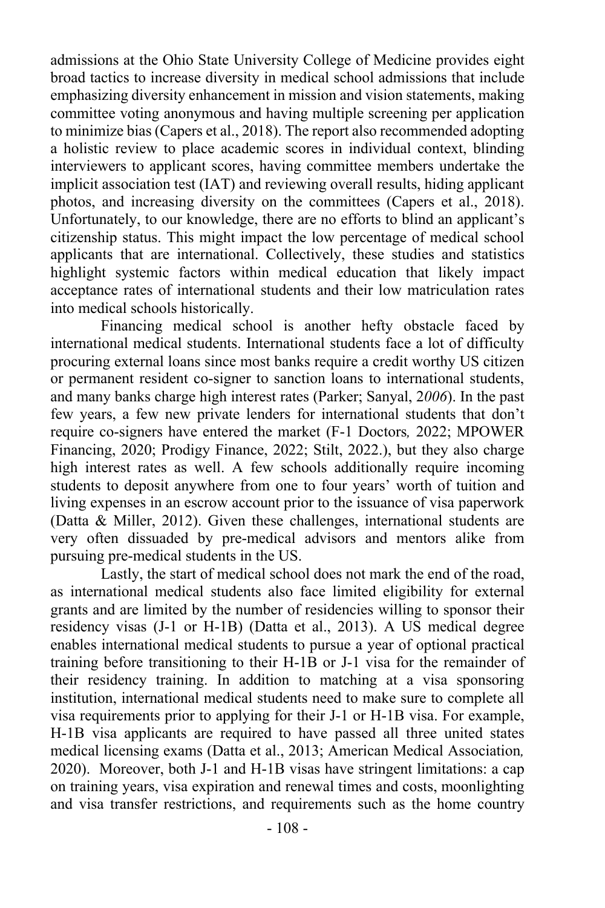admissions at the Ohio State University College of Medicine provides eight broad tactics to increase diversity in medical school admissions that include emphasizing diversity enhancement in mission and vision statements, making committee voting anonymous and having multiple screening per application to minimize bias (Capers et al., 2018). The report also recommended adopting a holistic review to place academic scores in individual context, blinding interviewers to applicant scores, having committee members undertake the implicit association test (IAT) and reviewing overall results, hiding applicant photos, and increasing diversity on the committees (Capers et al., 2018). Unfortunately, to our knowledge, there are no efforts to blind an applicant's citizenship status. This might impact the low percentage of medical school applicants that are international. Collectively, these studies and statistics highlight systemic factors within medical education that likely impact acceptance rates of international students and their low matriculation rates into medical schools historically.

Financing medical school is another hefty obstacle faced by international medical students. International students face a lot of difficulty procuring external loans since most banks require a credit worthy US citizen or permanent resident co-signer to sanction loans to international students, and many banks charge high interest rates (Parker; Sanyal, 2*006*). In the past few years, a few new private lenders for international students that don't require co-signers have entered the market (F-1 Doctors*,* 2022; MPOWER Financing, 2020; Prodigy Finance, 2022; Stilt, 2022.), but they also charge high interest rates as well. A few schools additionally require incoming students to deposit anywhere from one to four years' worth of tuition and living expenses in an escrow account prior to the issuance of visa paperwork (Datta & Miller, 2012). Given these challenges, international students are very often dissuaded by pre-medical advisors and mentors alike from pursuing pre-medical students in the US.

Lastly, the start of medical school does not mark the end of the road, as international medical students also face limited eligibility for external grants and are limited by the number of residencies willing to sponsor their residency visas (J-1 or H-1B) (Datta et al., 2013). A US medical degree enables international medical students to pursue a year of optional practical training before transitioning to their H-1B or J-1 visa for the remainder of their residency training. In addition to matching at a visa sponsoring institution, international medical students need to make sure to complete all visa requirements prior to applying for their J-1 or H-1B visa. For example, H-1B visa applicants are required to have passed all three united states medical licensing exams (Datta et al., 2013; American Medical Association*,* 2020). Moreover, both J-1 and H-1B visas have stringent limitations: a cap on training years, visa expiration and renewal times and costs, moonlighting and visa transfer restrictions, and requirements such as the home country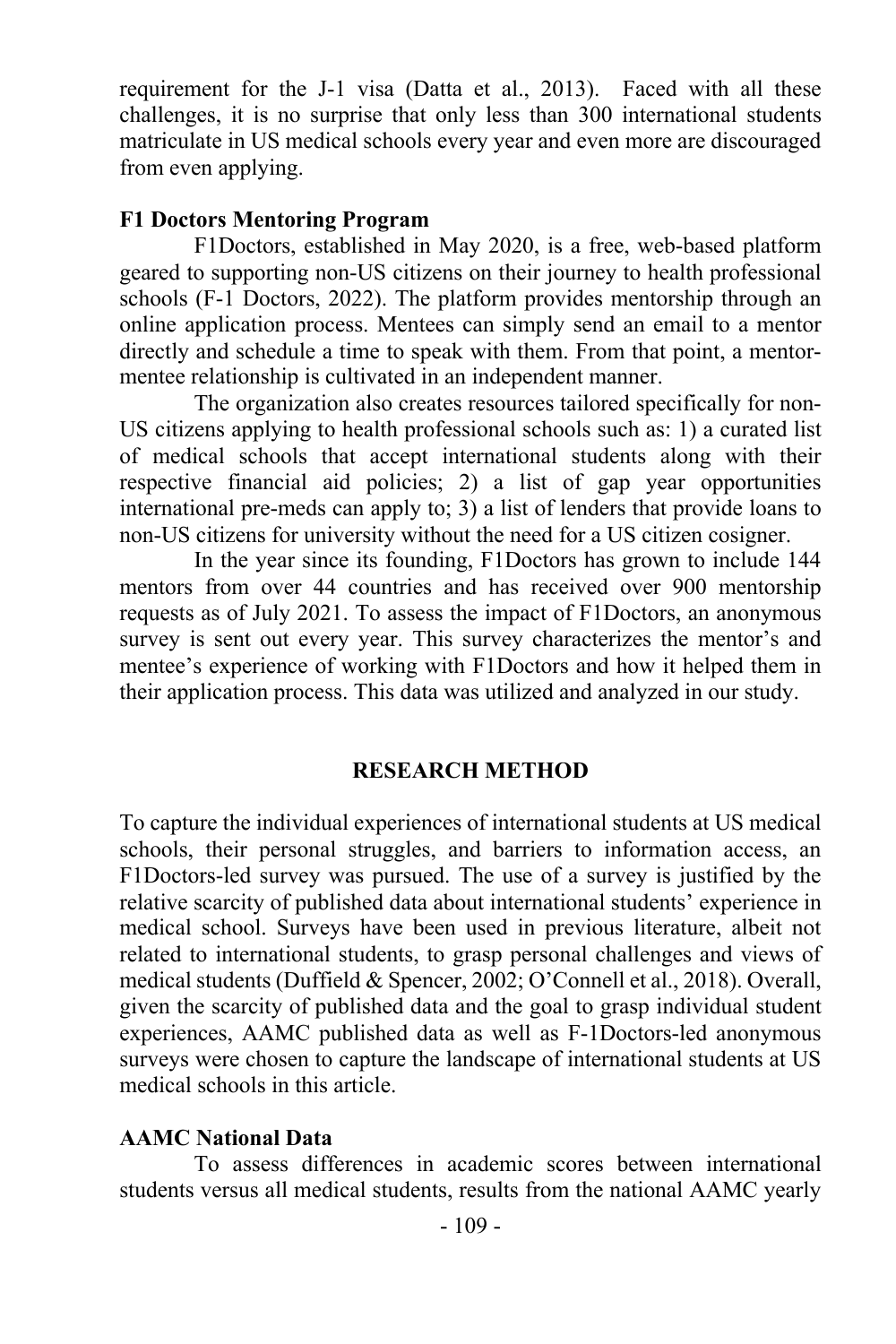requirement for the J-1 visa (Datta et al., 2013). Faced with all these challenges, it is no surprise that only less than 300 international students matriculate in US medical schools every year and even more are discouraged from even applying.

**F1 Doctors Mentoring Program**

F1Doctors, established in May 2020, is a free, web-based platform geared to supporting non-US citizens on their journey to health professional schools (F-1 Doctors, 2022). The platform provides mentorship through an online application process. Mentees can simply send an email to a mentor directly and schedule a time to speak with them. From that point, a mentor-mentee relationship is cultivated in an independent manner.

The organization also creates resources tailored specifically for non-US citizens applying to health professional schools such as: 1) a curated list of medical schools that accept international students along with their respective financial aid policies; 2) a list of gap year opportunities international pre-meds can apply to; 3) a list of lenders that provide loans to non-US citizens for university without the need for a US citizen cosigner.

In the year since its founding, F1Doctors has grown to include 144 mentors from over 44 countries and has received over 900 mentorship requests as of July 2021. To assess the impact of F1Doctors, an anonymous survey is sent out every year. This survey characterizes the mentor's and mentee's experience of working with F1Doctors and how it helped them in their application process. This data was utilized and analyzed in our study.

## RESEARCH METHOD

To capture the individual experiences of international students at US medical schools, their personal struggles, and barriers to information access, an F1Doctors-led survey was pursued. The use of a survey is justified by the relative scarcity of published data about international students' experience in medical school. Surveys have been used in previous literature, albeit not related to international students, to grasp personal challenges and views of medical students (Duffield & Spencer, 2002; O'Connell et al., 2018). Overall, given the scarcity of published data and the goal to grasp individual student experiences, AAMC published data as well as F-1Doctors-led anonymous surveys were chosen to capture the landscape of international students at US medical schools in this article.

**AAMC National Data**

To assess differences in academic scores between international students versus all medical students, results from the national AAMC yearly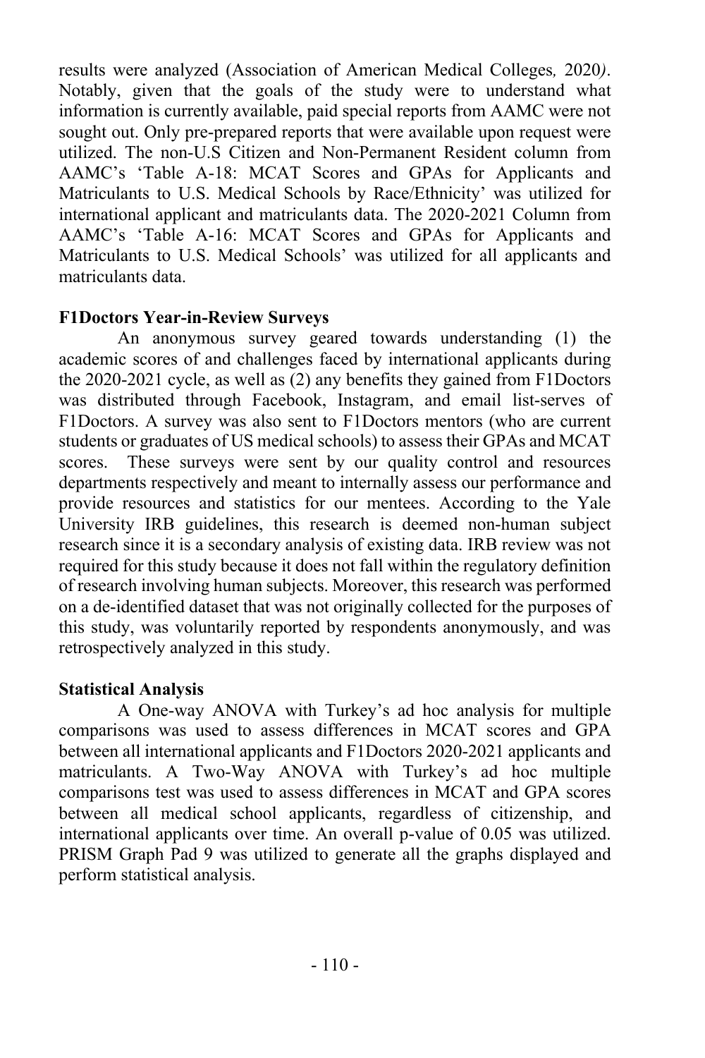results were analyzed (Association of American Medical Colleges*, 2020)*. Notably, given that the goals of the study were to understand what information is currently available, paid special reports from AAMC were not sought out. Only pre-prepared reports that were available upon request were utilized. The non-U.S Citizen and Non-Permanent Resident column from AAMC's 'Table A-18: MCAT Scores and GPAs for Applicants and Matriculants to U.S. Medical Schools by Race/Ethnicity' was utilized for international applicant and matriculants data. The 2020-2021 Column from AAMC's 'Table A-16: MCAT Scores and GPAs for Applicants and Matriculants to U.S. Medical Schools' was utilized for all applicants and matriculants data.

**F1Doctors Year-in-Review Surveys**

An anonymous survey geared towards understanding (1) the academic scores of and challenges faced by international applicants during the 2020-2021 cycle, as well as (2) any benefits they gained from F1Doctors was distributed through Facebook, Instagram, and email list-serves of F1Doctors. A survey was also sent to F1Doctors mentors (who are current students or graduates of US medical schools) to assess their GPAs and MCAT scores. These surveys were sent by our quality control and resources departments respectively and meant to internally assess our performance and provide resources and statistics for our mentees. According to the Yale University IRB guidelines, this research is deemed non-human subject research since it is a secondary analysis of existing data. IRB review was not required for this study because it does not fall within the regulatory definition of research involving human subjects. Moreover, this research was performed on a de-identified dataset that was not originally collected for the purposes of this study, was voluntarily reported by respondents anonymously, and was retrospectively analyzed in this study.

**Statistical Analysis**

A One-way ANOVA with Turkey's ad hoc analysis for multiple comparisons was used to assess differences in MCAT scores and GPA between all international applicants and F1Doctors 2020-2021 applicants and matriculants. A Two-Way ANOVA with Turkey's ad hoc multiple comparisons test was used to assess differences in MCAT and GPA scores between all medical school applicants, regardless of citizenship, and international applicants over time. An overall p-value of 0.05 was utilized. PRISM Graph Pad 9 was utilized to generate all the graphs displayed and perform statistical analysis.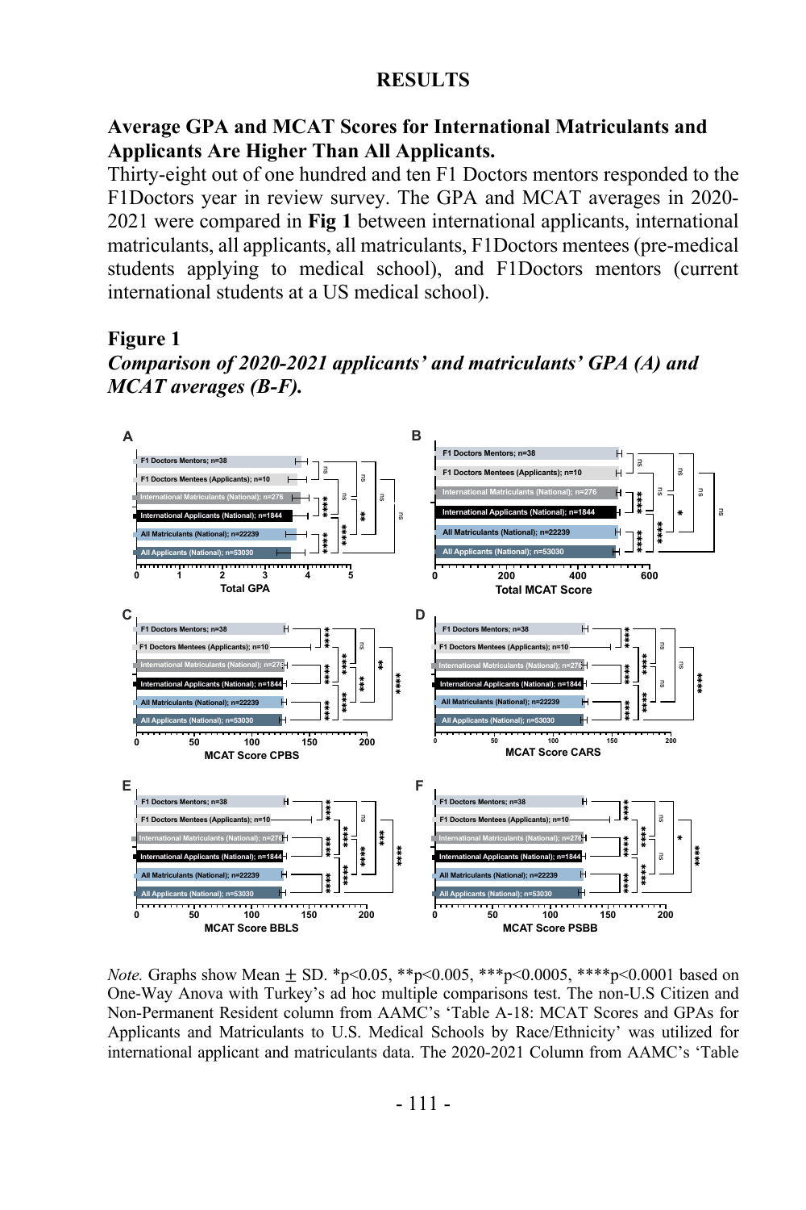# RESULTS

## Average GPA and MCAT Scores for International Matriculants and Applicants Are Higher Than All Applicants.

Thirty-eight out of one hundred and ten F1 Doctors mentors responded to the F1Doctors year in review survey. The GPA and MCAT averages in 2020-2021 were compared in **Fig 1** between international applicants, international matriculants, all applicants, all matriculants, F1Doctors mentees (pre-medical students applying to medical school), and F1Doctors mentors (current international students at a US medical school).

**Figure 1**

***Comparison of 2020-2021 applicants' and matriculants' GPA (A) and MCAT averages (B-F).***

*Note.* Graphs show Mean ± SD. *p<0.05, **p<0.005, ***p<0.0005, ****p<0.0001 based on One-Way Anova with Turkey's ad hoc multiple comparisons test. The non-U.S Citizen and Non-Permanent Resident column from AAMC's 'Table A-18: MCAT Scores and GPAs for Applicants and Matriculants to U.S. Medical Schools by Race/Ethnicity' was utilized for international applicant and matriculants data. The 2020-2021 Column from AAMC's 'Table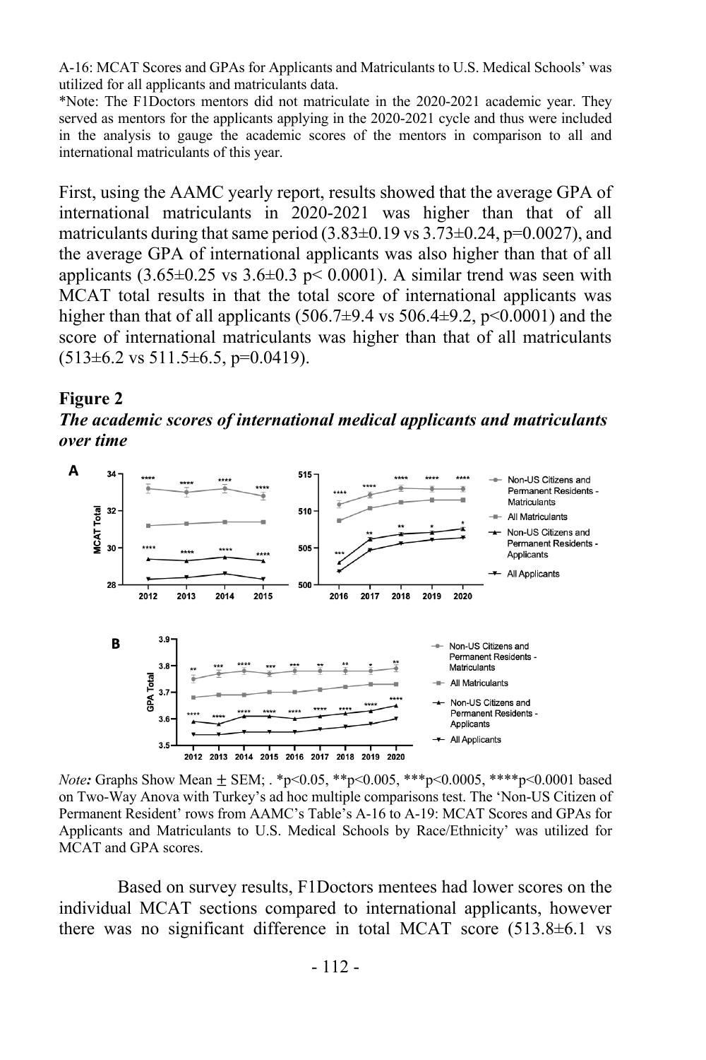A-16: MCAT Scores and GPAs for Applicants and Matriculants to U.S. Medical Schools' was utilized for all applicants and matriculants data.

*Note: The F1Doctors mentors did not matriculate in the 2020-2021 academic year. They served as mentors for the applicants applying in the 2020-2021 cycle and thus were included in the analysis to gauge the academic scores of the mentors in comparison to all and international matriculants of this year.

First, using the AAMC yearly report, results showed that the average GPA of international matriculants in 2020-2021 was higher than that of all matriculants during that same period (3.83±0.19 vs 3.73±0.24, $p=0.0027$), and the average GPA of international applicants was also higher than that of all applicants (3.65±0.25 vs 3.6±0.3 $p< 0.0001$). A similar trend was seen with MCAT total results in that the total score of international applicants was higher than that of all applicants (506.7±9.4 vs 506.4±9.2, $p<0.0001$) and the score of international matriculants was higher than that of all matriculants (513±6.2 vs 511.5±6.5, $p=0.0419$).

**Figure 2**

***The academic scores of international medical applicants and matriculants over time***

*Note:* Graphs Show Mean ± SEM; . *p<0.05, **p<0.005, ***p<0.0005, ****p<0.0001 based on Two-Way Anova with Turkey's ad hoc multiple comparisons test. The 'Non-US Citizen of Permanent Resident' rows from AAMC's Table's A-16 to A-19: MCAT Scores and GPAs for Applicants and Matriculants to U.S. Medical Schools by Race/Ethnicity' was utilized for MCAT and GPA scores.

Based on survey results, F1Doctors mentees had lower scores on the individual MCAT sections compared to international applicants, however there was no significant difference in total MCAT score (513.8±6.1 vs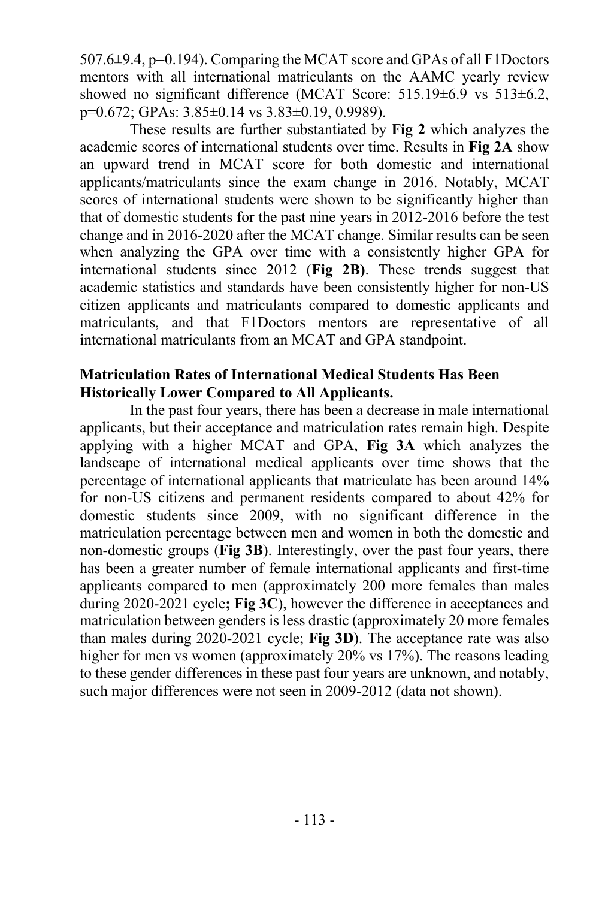507.6±9.4, $p=0.194$). Comparing the MCAT score and GPAs of all F1Doctors mentors with all international matriculants on the AAMC yearly review showed no significant difference (MCAT Score: 515.19±6.9 vs 513±6.2, $p=0.672$; GPAs: 3.85±0.14 vs 3.83±0.19, 0.9989).

These results are further substantiated by **Fig 2** which analyzes the academic scores of international students over time. Results in **Fig 2A** show an upward trend in MCAT score for both domestic and international applicants/matriculants since the exam change in 2016. Notably, MCAT scores of international students were shown to be significantly higher than that of domestic students for the past nine years in 2012-2016 before the test change and in 2016-2020 after the MCAT change. Similar results can be seen when analyzing the GPA over time with a consistently higher GPA for international students since 2012 (**Fig 2B)**. These trends suggest that academic statistics and standards have been consistently higher for non-US citizen applicants and matriculants compared to domestic applicants and matriculants, and that F1Doctors mentors are representative of all international matriculants from an MCAT and GPA standpoint.

**Matriculation Rates of International Medical Students Has Been Historically Lower Compared to All Applicants.**

In the past four years, there has been a decrease in male international applicants, but their acceptance and matriculation rates remain high. Despite applying with a higher MCAT and GPA, **Fig 3A** which analyzes the landscape of international medical applicants over time shows that the percentage of international applicants that matriculate has been around 14% for non-US citizens and permanent residents compared to about 42% for domestic students since 2009, with no significant difference in the matriculation percentage between men and women in both the domestic and non-domestic groups (**Fig 3B**). Interestingly, over the past four years, there has been a greater number of female international applicants and first-time applicants compared to men (approximately 200 more females than males during 2020-2021 cycle**; Fig 3C**), however the difference in acceptances and matriculation between genders is less drastic (approximately 20 more females than males during 2020-2021 cycle; **Fig 3D**). The acceptance rate was also higher for men vs women (approximately 20% vs 17%). The reasons leading to these gender differences in these past four years are unknown, and notably, such major differences were not seen in 2009-2012 (data not shown).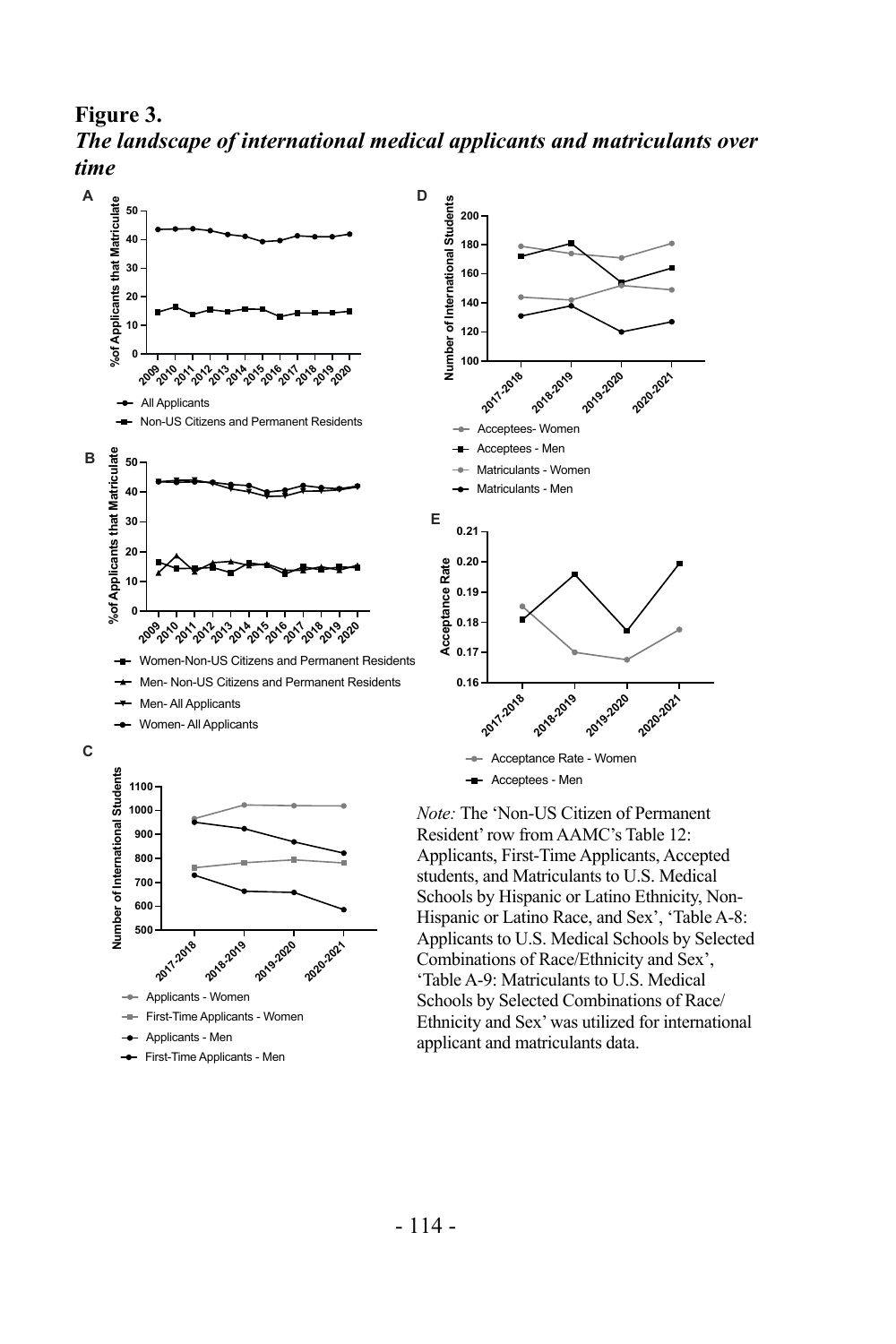**Figure 3.**

***The landscape of international medical applicants and matriculants over time***

*Note:* The 'Non-US Citizen of Permanent Resident' row from AAMC's Table 12: Applicants, First-Time Applicants, Accepted students, and Matriculants to U.S. Medical Schools by Hispanic or Latino Ethnicity, Non-Hispanic or Latino Race, and Sex', 'Table A-8: Applicants to U.S. Medical Schools by Selected Combinations of Race/Ethnicity and Sex', 'Table A-9: Matriculants to U.S. Medical Schools by Selected Combinations of Race/ Ethnicity and Sex' was utilized for international applicant and matriculants data.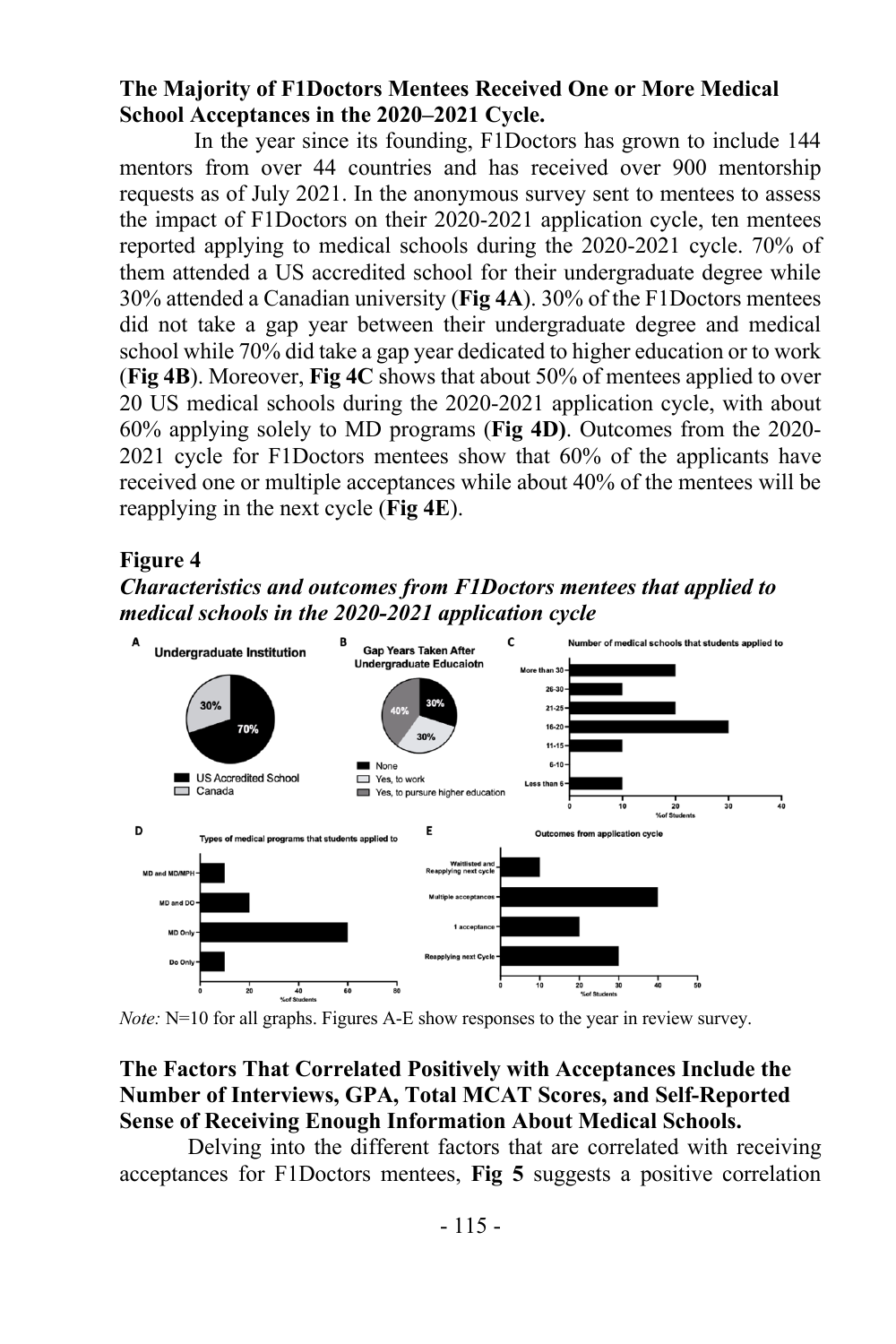**The Majority of F1Doctors Mentees Received One or More Medical School Acceptances in the 2020–2021 Cycle.**

In the year since its founding, F1Doctors has grown to include 144 mentors from over 44 countries and has received over 900 mentorship requests as of July 2021. In the anonymous survey sent to mentees to assess the impact of F1Doctors on their 2020-2021 application cycle, ten mentees reported applying to medical schools during the 2020-2021 cycle. 70% of them attended a US accredited school for their undergraduate degree while 30% attended a Canadian university (**Fig 4A**). 30% of the F1Doctors mentees did not take a gap year between their undergraduate degree and medical school while 70% did take a gap year dedicated to higher education or to work (**Fig 4B**). Moreover, **Fig 4C** shows that about 50% of mentees applied to over 20 US medical schools during the 2020-2021 application cycle, with about 60% applying solely to MD programs (**Fig 4D)**. Outcomes from the 2020-2021 cycle for F1Doctors mentees show that 60% of the applicants have received one or multiple acceptances while about 40% of the mentees will be reapplying in the next cycle (**Fig 4E**).

**Figure 4**

***Characteristics and outcomes from F1Doctors mentees that applied to medical schools in the 2020-2021 application cycle***

*Note:* N=10 for all graphs. Figures A-E show responses to the year in review survey.

**The Factors That Correlated Positively with Acceptances Include the Number of Interviews, GPA, Total MCAT Scores, and Self-Reported Sense of Receiving Enough Information About Medical Schools.**

Delving into the different factors that are correlated with receiving acceptances for F1Doctors mentees, **Fig 5** suggests a positive correlation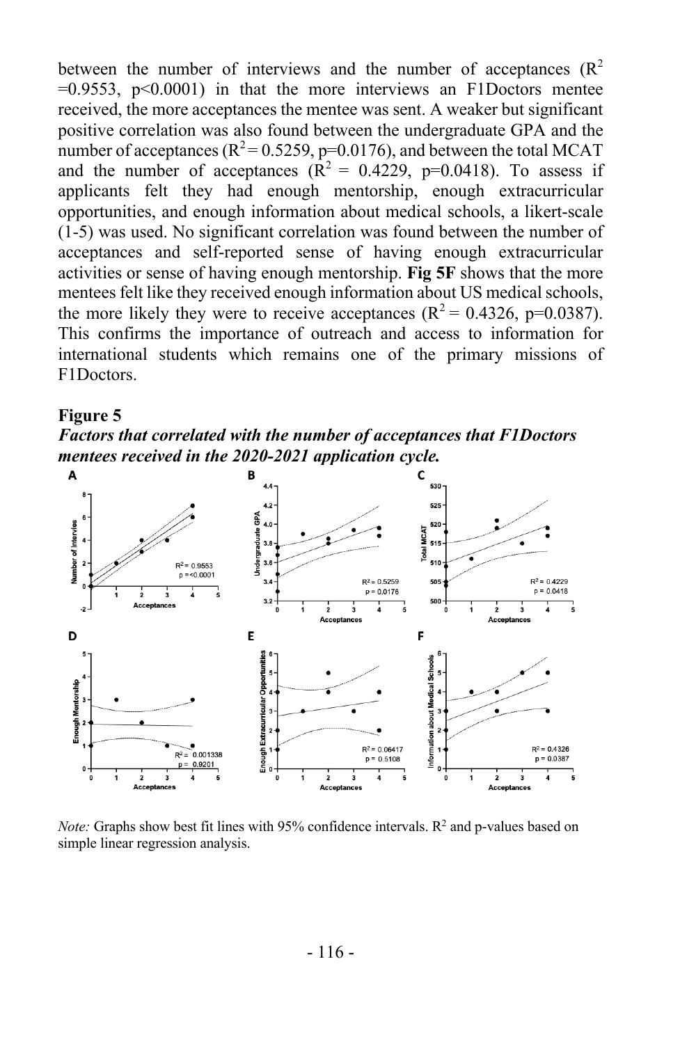between the number of interviews and the number of acceptances ($R^2$ =0.9553, p<0.0001) in that the more interviews an F1Doctors mentee received, the more acceptances the mentee was sent. A weaker but significant positive correlation was also found between the undergraduate GPA and the number of acceptances ($R^2$ = 0.5259, p=0.0176), and between the total MCAT and the number of acceptances ($R^2$ = 0.4229, p=0.0418). To assess if applicants felt they had enough mentorship, enough extracurricular opportunities, and enough information about medical schools, a likert-scale (1-5) was used. No significant correlation was found between the number of acceptances and self-reported sense of having enough extracurricular activities or sense of having enough mentorship. **Fig 5F** shows that the more mentees felt like they received enough information about US medical schools, the more likely they were to receive acceptances ($R^2$ = 0.4326, p=0.0387). This confirms the importance of outreach and access to information for international students which remains one of the primary missions of F1Doctors.

**Figure 5**

***Factors that correlated with the number of acceptances that F1Doctors mentees received in the 2020-2021 application cycle.***

*Note:* Graphs show best fit lines with 95% confidence intervals. $R^2$ and p-values based on simple linear regression analysis.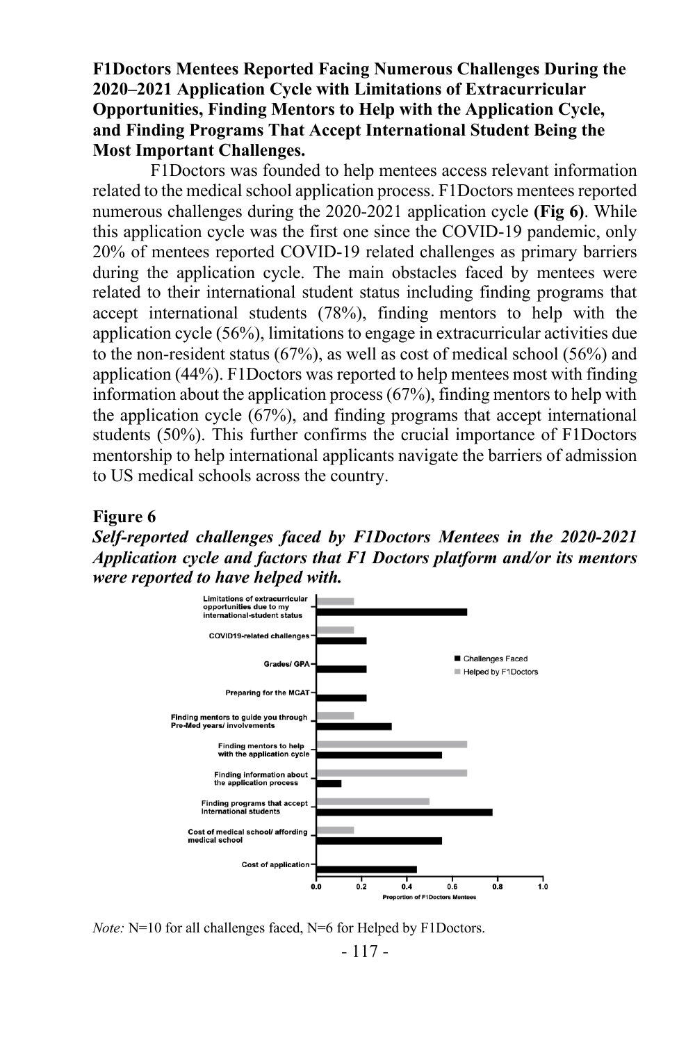**F1Doctors Mentees Reported Facing Numerous Challenges During the 2020–2021 Application Cycle with Limitations of Extracurricular Opportunities, Finding Mentors to Help with the Application Cycle, and Finding Programs That Accept International Student Being the Most Important Challenges.**

F1Doctors was founded to help mentees access relevant information related to the medical school application process. F1Doctors mentees reported numerous challenges during the 2020-2021 application cycle **(Fig 6)**. While this application cycle was the first one since the COVID-19 pandemic, only 20% of mentees reported COVID-19 related challenges as primary barriers during the application cycle. The main obstacles faced by mentees were related to their international student status including finding programs that accept international students (78%), finding mentors to help with the application cycle (56%), limitations to engage in extracurricular activities due to the non-resident status (67%), as well as cost of medical school (56%) and application (44%). F1Doctors was reported to help mentees most with finding information about the application process (67%), finding mentors to help with the application cycle (67%), and finding programs that accept international students (50%). This further confirms the crucial importance of F1Doctors mentorship to help international applicants navigate the barriers of admission to US medical schools across the country.

**Figure 6**

***Self-reported challenges faced by F1Doctors Mentees in the 2020-2021 Application cycle and factors that F1 Doctors platform and/or its mentors were reported to have helped with.***

*Note:* N=10 for all challenges faced, N=6 for Helped by F1Doctors.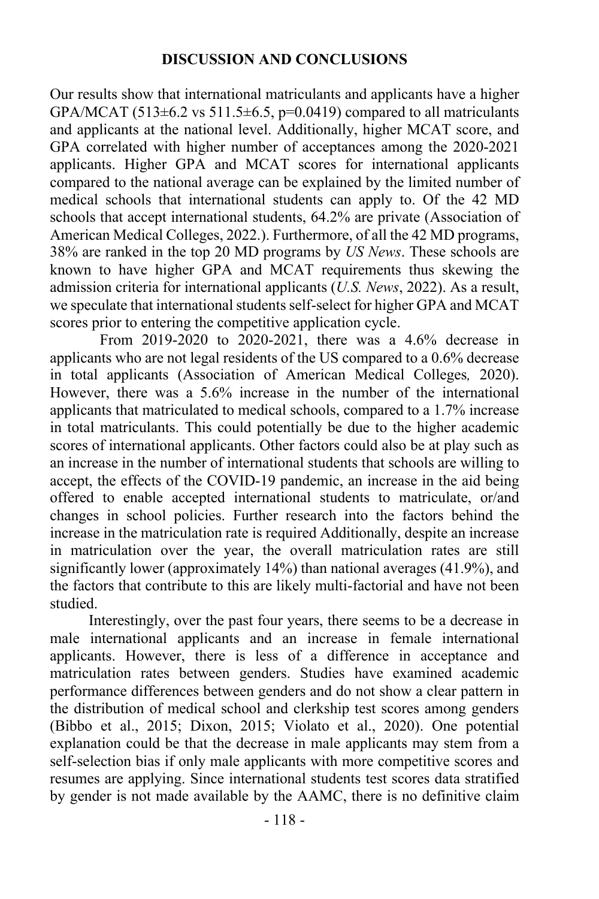## DISCUSSION AND CONCLUSIONS

Our results show that international matriculants and applicants have a higher GPA/MCAT ($513\pm6.2$ vs $511.5\pm6.5$, $p=0.0419$) compared to all matriculants and applicants at the national level. Additionally, higher MCAT score, and GPA correlated with higher number of acceptances among the 2020-2021 applicants. Higher GPA and MCAT scores for international applicants compared to the national average can be explained by the limited number of medical schools that international students can apply to. Of the 42 MD schools that accept international students, 64.2% are private (Association of American Medical Colleges, 2022.). Furthermore, of all the 42 MD programs, 38% are ranked in the top 20 MD programs by *US News*. These schools are known to have higher GPA and MCAT requirements thus skewing the admission criteria for international applicants (*U.S. News*, 2022). As a result, we speculate that international students self-select for higher GPA and MCAT scores prior to entering the competitive application cycle.

From 2019-2020 to 2020-2021, there was a 4.6% decrease in applicants who are not legal residents of the US compared to a 0.6% decrease in total applicants (Association of American Medical Colleges*,* 2020). However, there was a 5.6% increase in the number of the international applicants that matriculated to medical schools, compared to a 1.7% increase in total matriculants. This could potentially be due to the higher academic scores of international applicants. Other factors could also be at play such as an increase in the number of international students that schools are willing to accept, the effects of the COVID-19 pandemic, an increase in the aid being offered to enable accepted international students to matriculate, or/and changes in school policies. Further research into the factors behind the increase in the matriculation rate is required Additionally, despite an increase in matriculation over the year, the overall matriculation rates are still significantly lower (approximately 14%) than national averages (41.9%), and the factors that contribute to this are likely multi-factorial and have not been studied.

Interestingly, over the past four years, there seems to be a decrease in male international applicants and an increase in female international applicants. However, there is less of a difference in acceptance and matriculation rates between genders. Studies have examined academic performance differences between genders and do not show a clear pattern in the distribution of medical school and clerkship test scores among genders (Bibbo et al., 2015; Dixon, 2015; Violato et al., 2020). One potential explanation could be that the decrease in male applicants may stem from a self-selection bias if only male applicants with more competitive scores and resumes are applying. Since international students test scores data stratified by gender is not made available by the AAMC, there is no definitive claim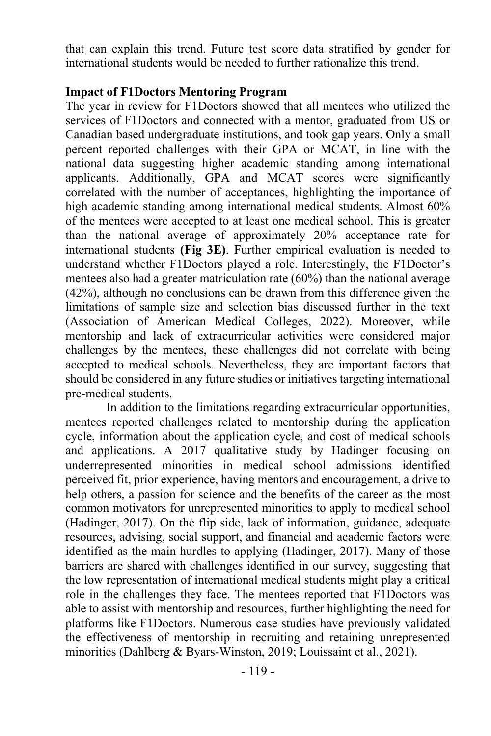that can explain this trend. Future test score data stratified by gender for international students would be needed to further rationalize this trend.

**Impact of F1Doctors Mentoring Program**

The year in review for F1Doctors showed that all mentees who utilized the services of F1Doctors and connected with a mentor, graduated from US or Canadian based undergraduate institutions, and took gap years. Only a small percent reported challenges with their GPA or MCAT, in line with the national data suggesting higher academic standing among international applicants. Additionally, GPA and MCAT scores were significantly correlated with the number of acceptances, highlighting the importance of high academic standing among international medical students. Almost 60% of the mentees were accepted to at least one medical school. This is greater than the national average of approximately 20% acceptance rate for international students **(Fig 3E)**. Further empirical evaluation is needed to understand whether F1Doctors played a role. Interestingly, the F1Doctor's mentees also had a greater matriculation rate (60%) than the national average (42%), although no conclusions can be drawn from this difference given the limitations of sample size and selection bias discussed further in the text (Association of American Medical Colleges, 2022). Moreover, while mentorship and lack of extracurricular activities were considered major challenges by the mentees, these challenges did not correlate with being accepted to medical schools. Nevertheless, they are important factors that should be considered in any future studies or initiatives targeting international pre-medical students.

In addition to the limitations regarding extracurricular opportunities, mentees reported challenges related to mentorship during the application cycle, information about the application cycle, and cost of medical schools and applications. A 2017 qualitative study by Hadinger focusing on underrepresented minorities in medical school admissions identified perceived fit, prior experience, having mentors and encouragement, a drive to help others, a passion for science and the benefits of the career as the most common motivators for unrepresented minorities to apply to medical school (Hadinger, 2017). On the flip side, lack of information, guidance, adequate resources, advising, social support, and financial and academic factors were identified as the main hurdles to applying (Hadinger, 2017). Many of those barriers are shared with challenges identified in our survey, suggesting that the low representation of international medical students might play a critical role in the challenges they face. The mentees reported that F1Doctors was able to assist with mentorship and resources, further highlighting the need for platforms like F1Doctors. Numerous case studies have previously validated the effectiveness of mentorship in recruiting and retaining unrepresented minorities (Dahlberg & Byars-Winston, 2019; Louissaint et al., 2021).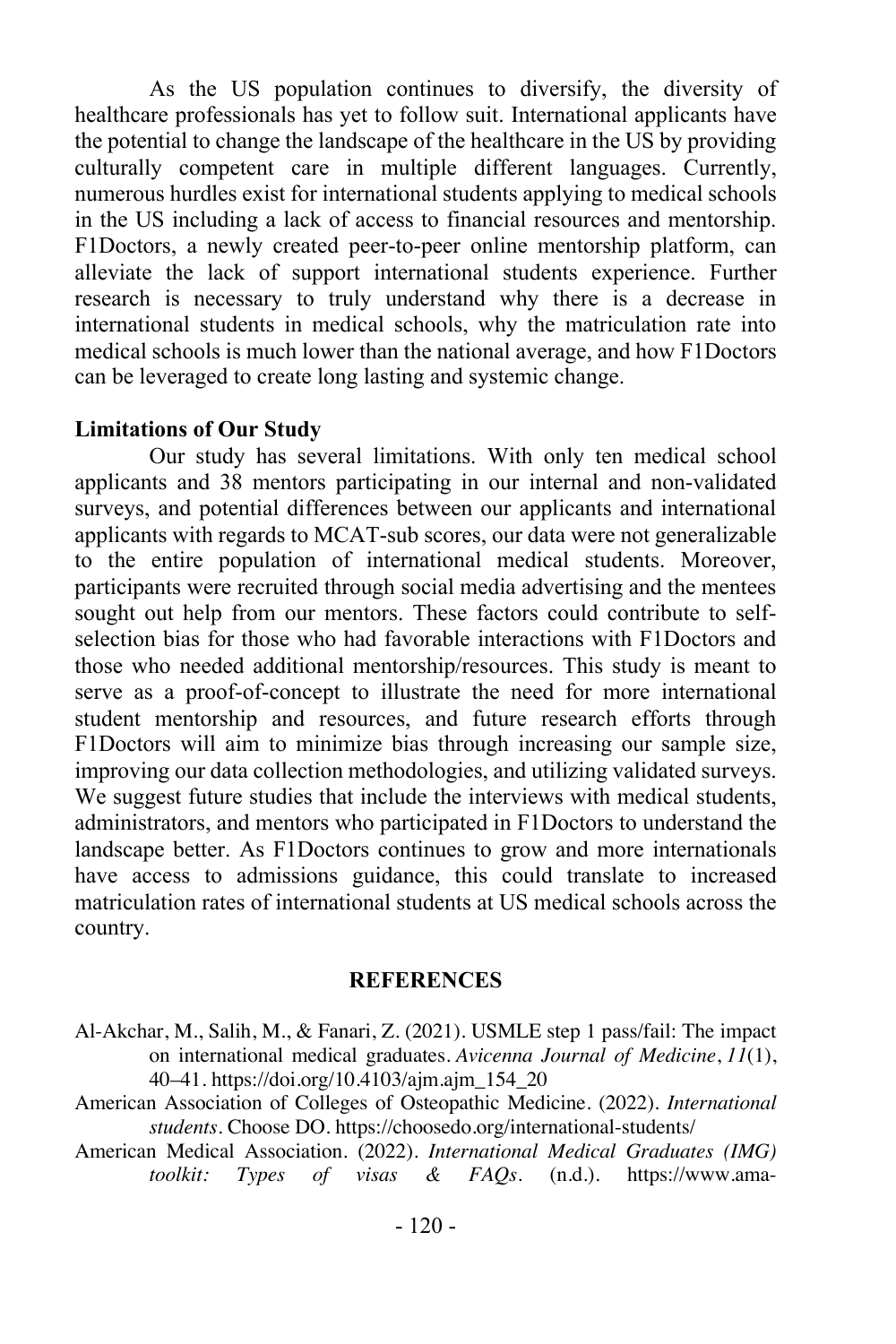As the US population continues to diversify, the diversity of healthcare professionals has yet to follow suit. International applicants have the potential to change the landscape of the healthcare in the US by providing culturally competent care in multiple different languages. Currently, numerous hurdles exist for international students applying to medical schools in the US including a lack of access to financial resources and mentorship. F1Doctors, a newly created peer-to-peer online mentorship platform, can alleviate the lack of support international students experience. Further research is necessary to truly understand why there is a decrease in international students in medical schools, why the matriculation rate into medical schools is much lower than the national average, and how F1Doctors can be leveraged to create long lasting and systemic change.

**Limitations of Our Study**

Our study has several limitations. With only ten medical school applicants and 38 mentors participating in our internal and non-validated surveys, and potential differences between our applicants and international applicants with regards to MCAT-sub scores, our data were not generalizable to the entire population of international medical students. Moreover, participants were recruited through social media advertising and the mentees sought out help from our mentors. These factors could contribute to self-selection bias for those who had favorable interactions with F1Doctors and those who needed additional mentorship/resources. This study is meant to serve as a proof-of-concept to illustrate the need for more international student mentorship and resources, and future research efforts through F1Doctors will aim to minimize bias through increasing our sample size, improving our data collection methodologies, and utilizing validated surveys. We suggest future studies that include the interviews with medical students, administrators, and mentors who participated in F1Doctors to understand the landscape better. As F1Doctors continues to grow and more internationals have access to admissions guidance, this could translate to increased matriculation rates of international students at US medical schools across the country.

## REFERENCES

Al-Akchar, M., Salih, M., & Fanari, Z. (2021). USMLE step 1 pass/fail: The impact on international medical graduates. *Avicenna Journal of Medicine*, *11*(1), 40–41. https://doi.org/10.4103/ajm.ajm_154_20

American Association of Colleges of Osteopathic Medicine. (2022). *International students*. Choose DO. https://choosedo.org/international-students/

American Medical Association. (2022). *International Medical Graduates (IMG) toolkit: Types of visas & FAQs*. (n.d.). https://www.ama-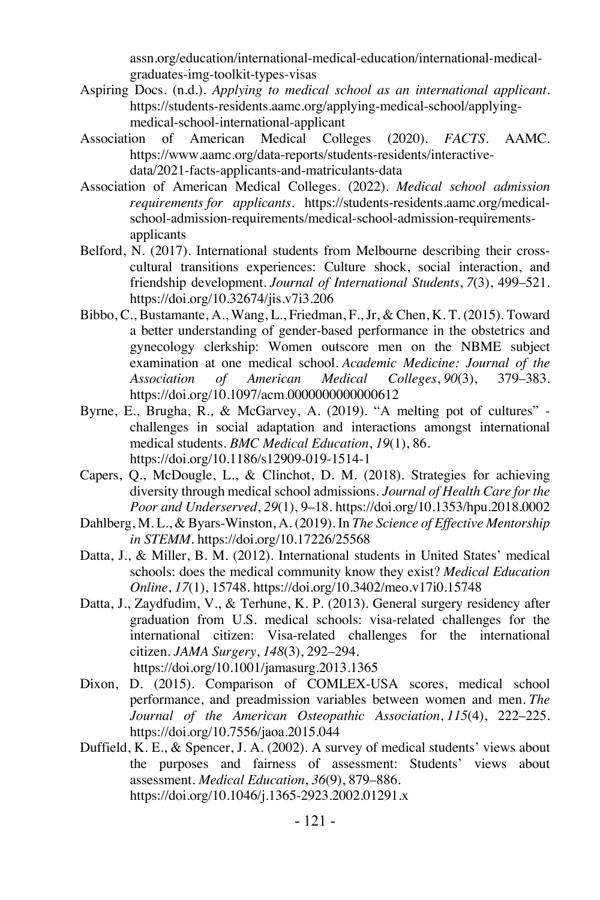assn.org/education/international-medical-education/international-medical-graduates-img-toolkit-types-visas

Aspiring Docs. (n.d.). *Applying to medical school as an international applicant*. https://students-residents.aamc.org/applying-medical-school/applying-medical-school-international-applicant

Association of American Medical Colleges (2020). *FACTS*. AAMC. https://www.aamc.org/data-reports/students-residents/interactive-data/2021-facts-applicants-and-matriculants-data

Association of American Medical Colleges. (2022). *Medical school admission requirements for applicants*. https://students-residents.aamc.org/medical-school-admission-requirements/medical-school-admission-requirements-applicants

Belford, N. (2017). International students from Melbourne describing their cross-cultural transitions experiences: Culture shock, social interaction, and friendship development. *Journal of International Students*, *7*(3), 499–521. https://doi.org/10.32674/jis.v7i3.206

Bibbo, C., Bustamante, A., Wang, L., Friedman, F., Jr, & Chen, K. T. (2015). Toward a better understanding of gender-based performance in the obstetrics and gynecology clerkship: Women outscore men on the NBME subject examination at one medical school. *Academic Medicine: Journal of the Association of American Medical Colleges*, *90*(3), 379–383. https://doi.org/10.1097/acm.0000000000000612

Byrne, E., Brugha, R., & McGarvey, A. (2019). "A melting pot of cultures" - challenges in social adaptation and interactions amongst international medical students. *BMC Medical Education*, *19*(1), 86. https://doi.org/10.1186/s12909-019-1514-1

Capers, Q., McDougle, L., & Clinchot, D. M. (2018). Strategies for achieving diversity through medical school admissions. *Journal of Health Care for the Poor and Underserved*, *29*(1), 9–18. https://doi.org/10.1353/hpu.2018.0002

Dahlberg, M. L., & Byars-Winston, A. (2019). In *The Science of Effective Mentorship in STEMM*. https://doi.org/10.17226/25568

Datta, J., & Miller, B. M. (2012). International students in United States' medical schools: does the medical community know they exist? *Medical Education Online*, *17*(1), 15748. https://doi.org/10.3402/meo.v17i0.15748

Datta, J., Zaydfudim, V., & Terhune, K. P. (2013). General surgery residency after graduation from U.S. medical schools: visa-related challenges for the international citizen: Visa-related challenges for the international citizen. *JAMA Surgery*, *148*(3), 292–294. https://doi.org/10.1001/jamasurg.2013.1365

Dixon, D. (2015). Comparison of COMLEX-USA scores, medical school performance, and preadmission variables between women and men. *The Journal of the American Osteopathic Association*, *115*(4), 222–225. https://doi.org/10.7556/jaoa.2015.044

Duffield, K. E., & Spencer, J. A. (2002). A survey of medical students' views about the purposes and fairness of assessment: Students' views about assessment. *Medical Education*, *36*(9), 879–886. https://doi.org/10.1046/j.1365-2923.2002.01291.x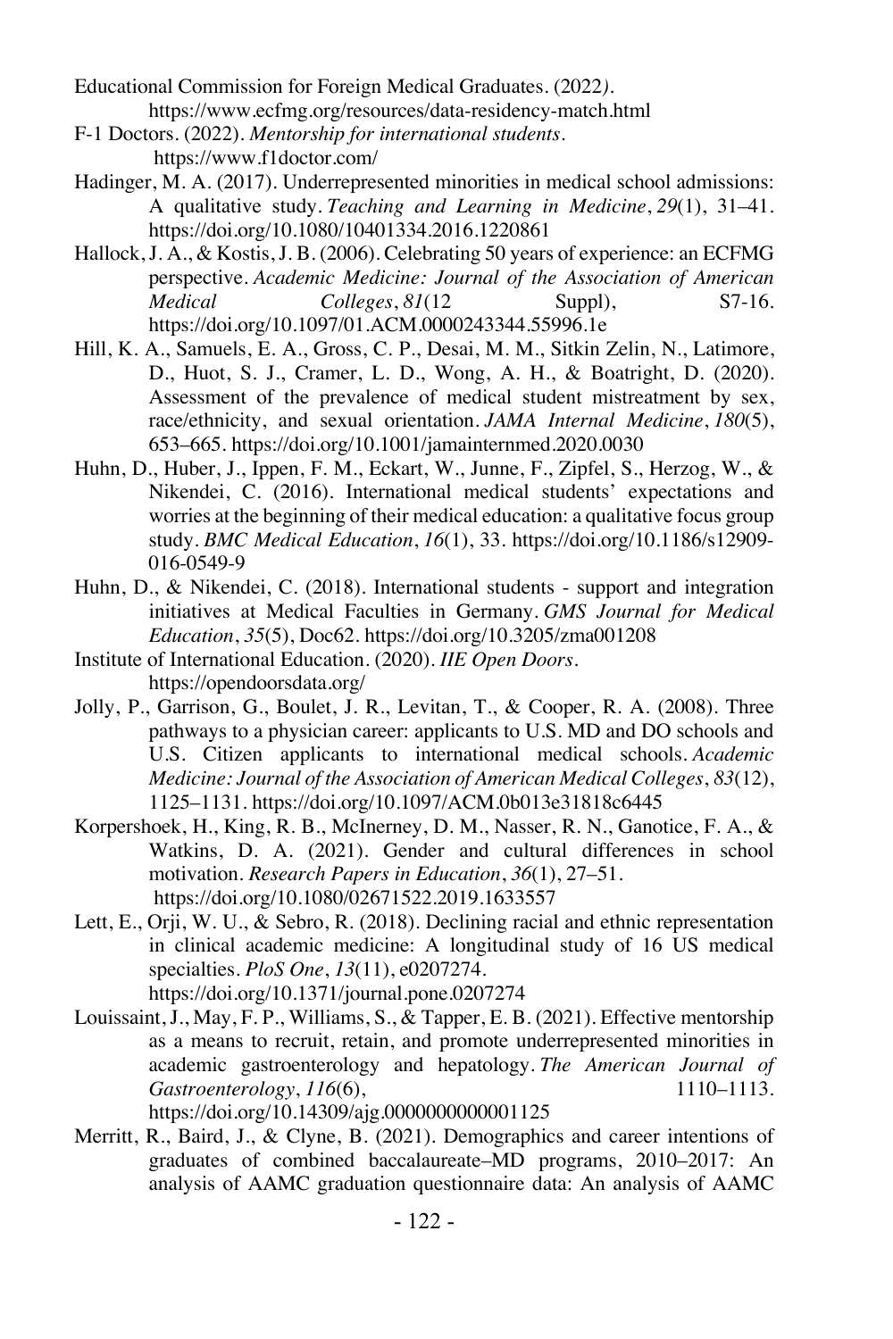Educational Commission for Foreign Medical Graduates. (2022). https://www.ecfmg.org/resources/data-residency-match.html

F-1 Doctors. (2022). *Mentorship for international students*. https://www.f1doctor.com/

Hadinger, M. A. (2017). Underrepresented minorities in medical school admissions: A qualitative study. *Teaching and Learning in Medicine*, *29*(1), 31–41. https://doi.org/10.1080/10401334.2016.1220861

Hallock, J. A., & Kostis, J. B. (2006). Celebrating 50 years of experience: an ECFMG perspective. *Academic Medicine: Journal of the Association of American Medical Colleges*, *81*(12 Suppl), S7-16. https://doi.org/10.1097/01.ACM.0000243344.55996.1e

Hill, K. A., Samuels, E. A., Gross, C. P., Desai, M. M., Sitkin Zelin, N., Latimore, D., Huot, S. J., Cramer, L. D., Wong, A. H., & Boatright, D. (2020). Assessment of the prevalence of medical student mistreatment by sex, race/ethnicity, and sexual orientation. *JAMA Internal Medicine*, *180*(5), 653–665. https://doi.org/10.1001/jamainternmed.2020.0030

Huhn, D., Huber, J., Ippen, F. M., Eckart, W., Junne, F., Zipfel, S., Herzog, W., & Nikendei, C. (2016). International medical students' expectations and worries at the beginning of their medical education: a qualitative focus group study. *BMC Medical Education*, *16*(1), 33. https://doi.org/10.1186/s12909-016-0549-9

Huhn, D., & Nikendei, C. (2018). International students - support and integration initiatives at Medical Faculties in Germany. *GMS Journal for Medical Education*, *35*(5), Doc62. https://doi.org/10.3205/zma001208

Institute of International Education. (2020). *IIE Open Doors*. https://opendoorsdata.org/

Jolly, P., Garrison, G., Boulet, J. R., Levitan, T., & Cooper, R. A. (2008). Three pathways to a physician career: applicants to U.S. MD and DO schools and U.S. Citizen applicants to international medical schools. *Academic Medicine: Journal of the Association of American Medical Colleges*, *83*(12), 1125–1131. https://doi.org/10.1097/ACM.0b013e31818c6445

Korpershoek, H., King, R. B., McInerney, D. M., Nasser, R. N., Ganotice, F. A., & Watkins, D. A. (2021). Gender and cultural differences in school motivation. *Research Papers in Education*, *36*(1), 27–51. https://doi.org/10.1080/02671522.2019.1633557

Lett, E., Orji, W. U., & Sebro, R. (2018). Declining racial and ethnic representation in clinical academic medicine: A longitudinal study of 16 US medical specialties. *PloS One*, *13*(11), e0207274. https://doi.org/10.1371/journal.pone.0207274

Louissaint, J., May, F. P., Williams, S., & Tapper, E. B. (2021). Effective mentorship as a means to recruit, retain, and promote underrepresented minorities in academic gastroenterology and hepatology. *The American Journal of Gastroenterology*, *116*(6), 1110–1113. https://doi.org/10.14309/ajg.0000000000001125

Merritt, R., Baird, J., & Clyne, B. (2021). Demographics and career intentions of graduates of combined baccalaureate–MD programs, 2010–2017: An analysis of AAMC graduation questionnaire data: An analysis of AAMC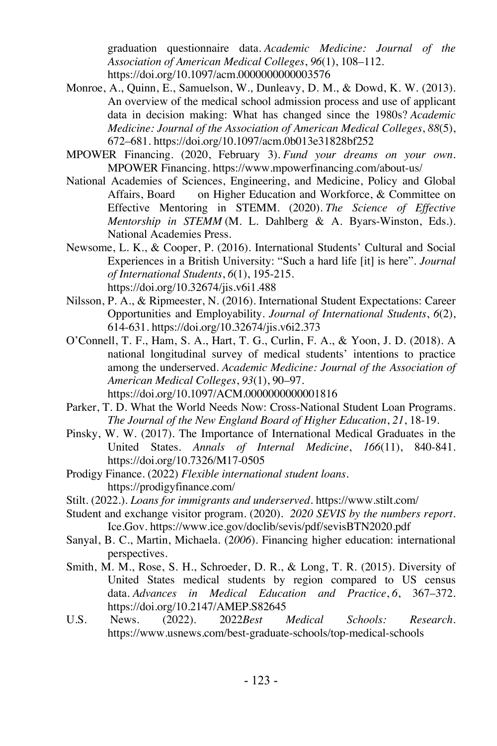graduation questionnaire data. *Academic Medicine: Journal of the Association of American Medical Colleges*, *96*(1), 108–112. https://doi.org/10.1097/acm.0000000000003576

Monroe, A., Quinn, E., Samuelson, W., Dunleavy, D. M., & Dowd, K. W. (2013). An overview of the medical school admission process and use of applicant data in decision making: What has changed since the 1980s? *Academic Medicine: Journal of the Association of American Medical Colleges*, *88*(5), 672–681. https://doi.org/10.1097/acm.0b013e31828bf252

MPOWER Financing. (2020, February 3). *Fund your dreams on your own*. MPOWER Financing. https://www.mpowerfinancing.com/about-us/

National Academies of Sciences, Engineering, and Medicine, Policy and Global Affairs, Board on Higher Education and Workforce, & Committee on Effective Mentoring in STEMM. (2020). *The Science of Effective Mentorship in STEMM* (M. L. Dahlberg & A. Byars-Winston, Eds.). National Academies Press.

Newsome, L. K., & Cooper, P. (2016). International Students' Cultural and Social Experiences in a British University: "Such a hard life [it] is here". *Journal of International Students*, *6*(1), 195-215. https://doi.org/10.32674/jis.v6i1.488

Nilsson, P. A., & Ripmeester, N. (2016). International Student Expectations: Career Opportunities and Employability. *Journal of International Students*, *6*(2), 614-631. https://doi.org/10.32674/jis.v6i2.373

O'Connell, T. F., Ham, S. A., Hart, T. G., Curlin, F. A., & Yoon, J. D. (2018). A national longitudinal survey of medical students' intentions to practice among the underserved. *Academic Medicine: Journal of the Association of American Medical Colleges*, *93*(1), 90–97. https://doi.org/10.1097/ACM.0000000000001816

Parker, T. D. What the World Needs Now: Cross-National Student Loan Programs. *The Journal of the New England Board of Higher Education*, *21*, 18-19.

Pinsky, W. W. (2017). The Importance of International Medical Graduates in the United States. *Annals of Internal Medicine*, *166*(11), 840-841. https://doi.org/10.7326/M17-0505

Prodigy Finance. (2022) *Flexible international student loans*. https://prodigyfinance.com/

Stilt. (2022.). *Loans for immigrants and underserved*. https://www.stilt.com/

Student and exchange visitor program. (2020). *2020 SEVIS by the numbers report*. Ice.Gov. https://www.ice.gov/doclib/sevis/pdf/sevisBTN2020.pdf

Sanyal, B. C., Martin, Michaela. (2*006*). Financing higher education: international perspectives.

Smith, M. M., Rose, S. H., Schroeder, D. R., & Long, T. R. (2015). Diversity of United States medical students by region compared to US census data. *Advances in Medical Education and Practice*, *6*, 367–372. https://doi.org/10.2147/AMEP.S82645

U.S. News. (2022). 2022*Best Medical Schools: Research*. https://www.usnews.com/best-graduate-schools/top-medical-schools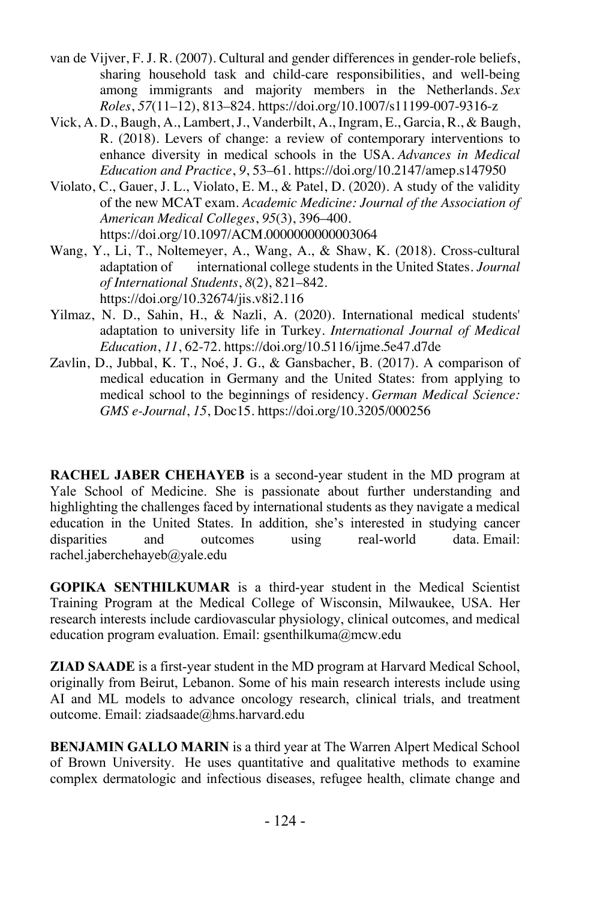van de Vijver, F. J. R. (2007). Cultural and gender differences in gender-role beliefs, sharing household task and child-care responsibilities, and well-being among immigrants and majority members in the Netherlands. *Sex Roles*, *57*(11–12), 813–824. https://doi.org/10.1007/s11199-007-9316-z

Vick, A. D., Baugh, A., Lambert, J., Vanderbilt, A., Ingram, E., Garcia, R., & Baugh, R. (2018). Levers of change: a review of contemporary interventions to enhance diversity in medical schools in the USA. *Advances in Medical Education and Practice*, *9*, 53–61. https://doi.org/10.2147/amep.s147950

Violato, C., Gauer, J. L., Violato, E. M., & Patel, D. (2020). A study of the validity of the new MCAT exam. *Academic Medicine: Journal of the Association of American Medical Colleges*, *95*(3), 396–400. https://doi.org/10.1097/ACM.0000000000003064

Wang, Y., Li, T., Noltemeyer, A., Wang, A., & Shaw, K. (2018). Cross-cultural adaptation of international college students in the United States. *Journal of International Students*, *8*(2), 821–842. https://doi.org/10.32674/jis.v8i2.116

Yilmaz, N. D., Sahin, H., & Nazli, A. (2020). International medical students' adaptation to university life in Turkey. *International Journal of Medical Education*, *11*, 62-72. https://doi.org/10.5116/ijme.5e47.d7de

Zavlin, D., Jubbal, K. T., Noé, J. G., & Gansbacher, B. (2017). A comparison of medical education in Germany and the United States: from applying to medical school to the beginnings of residency. *German Medical Science: GMS e-Journal*, *15*, Doc15. https://doi.org/10.3205/000256

**RACHEL JABER CHEHAYEB** is a second-year student in the MD program at Yale School of Medicine. She is passionate about further understanding and highlighting the challenges faced by international students as they navigate a medical education in the United States. In addition, she's interested in studying cancer disparities and outcomes using real-world data. Email: rachel.jaberchehayeb@yale.edu

**GOPIKA SENTHILKUMAR** is a third-year student in the Medical Scientist Training Program at the Medical College of Wisconsin, Milwaukee, USA. Her research interests include cardiovascular physiology, clinical outcomes, and medical education program evaluation. Email: gsenthilkuma@mcw.edu

**ZIAD SAADE** is a first-year student in the MD program at Harvard Medical School, originally from Beirut, Lebanon. Some of his main research interests include using AI and ML models to advance oncology research, clinical trials, and treatment outcome. Email: ziadsaade@hms.harvard.edu

**BENJAMIN GALLO MARIN** is a third year at The Warren Alpert Medical School of Brown University. He uses quantitative and qualitative methods to examine complex dermatologic and infectious diseases, refugee health, climate change and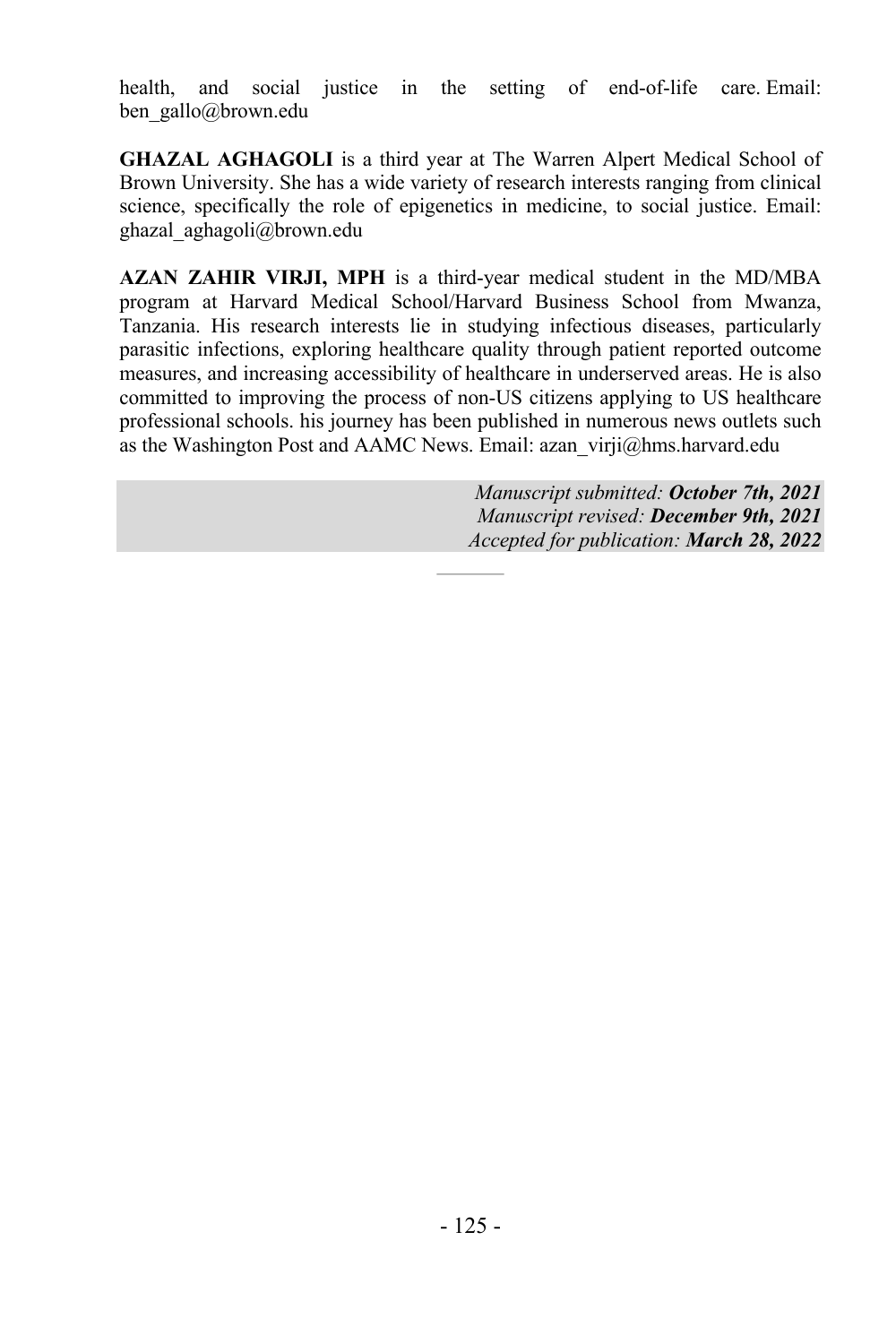health, and social justice in the setting of end-of-life care. Email: ben_gallo@brown.edu

**GHAZAL AGHAGOLI** is a third year at The Warren Alpert Medical School of Brown University. She has a wide variety of research interests ranging from clinical science, specifically the role of epigenetics in medicine, to social justice. Email: ghazal_aghagoli@brown.edu

**AZAN ZAHIR VIRJI, MPH** is a third-year medical student in the MD/MBA program at Harvard Medical School/Harvard Business School from Mwanza, Tanzania. His research interests lie in studying infectious diseases, particularly parasitic infections, exploring healthcare quality through patient reported outcome measures, and increasing accessibility of healthcare in underserved areas. He is also committed to improving the process of non-US citizens applying to US healthcare professional schools. his journey has been published in numerous news outlets such as the Washington Post and AAMC News. Email: azan_virji@hms.harvard.edu

*Manuscript submitted:* ***October 7th, 2021***
*Manuscript revised:* ***December 9th, 2021***
*Accepted for publication:* ***March 28, 2022***